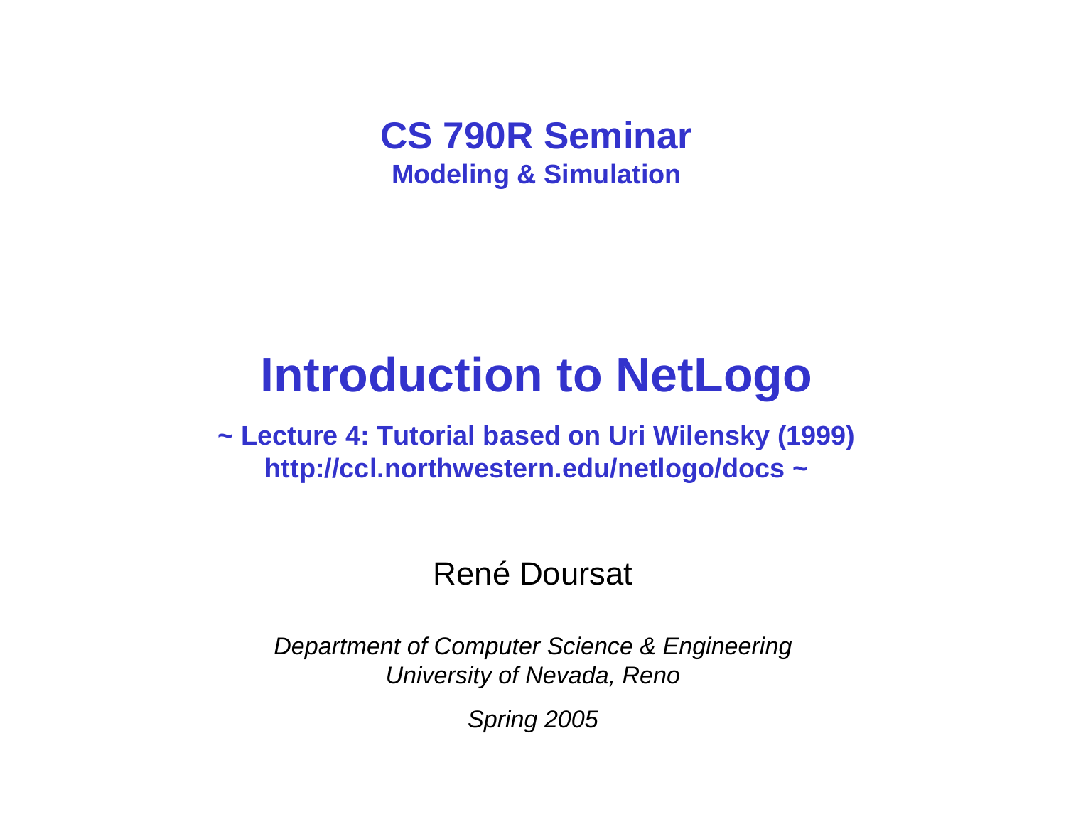# CS 790R Seminar

## Modeling & Simulation

# Introduction to NetLogo

**~ Lecture 4: Tutorial based on Uri Wilensky (1999)**
**http://ccl.northwestern.edu/netlogo/docs ~**

René Doursat

*Department of Computer Science & Engineering*
*University of Nevada, Reno*

*Spring 2005*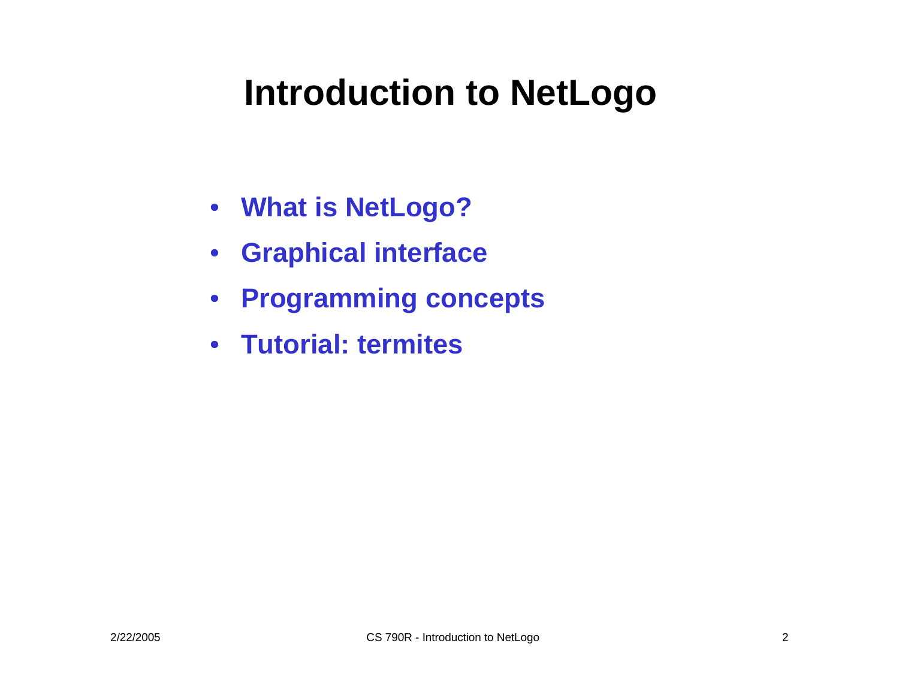# Introduction to NetLogo

- **What is NetLogo?**
- **Graphical interface**
- **Programming concepts**
- **Tutorial: termites**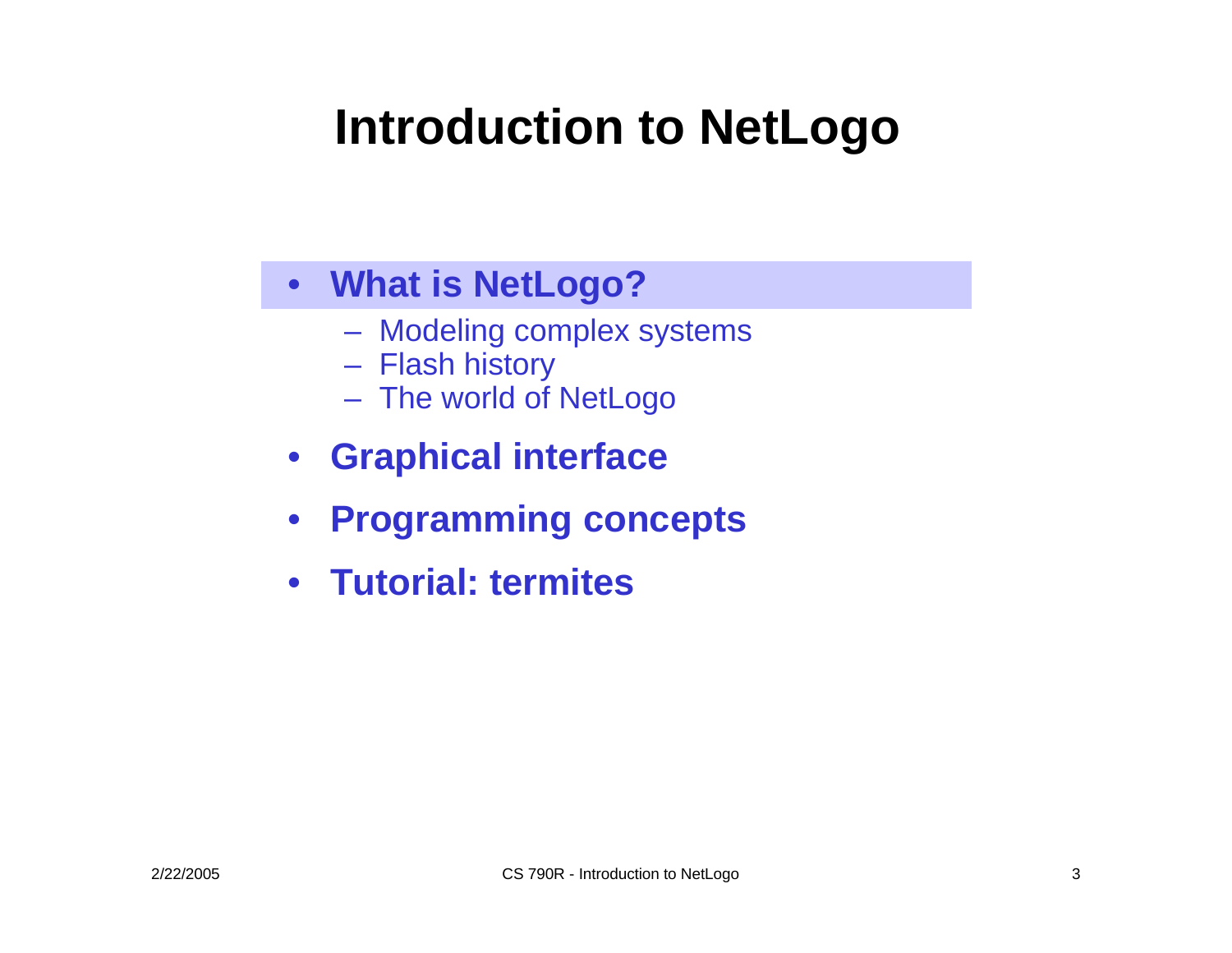# Introduction to NetLogo

- **What is NetLogo?**
  - Modeling complex systems
  - Flash history
  - The world of NetLogo
- **Graphical interface**
- **Programming concepts**
- **Tutorial: termites**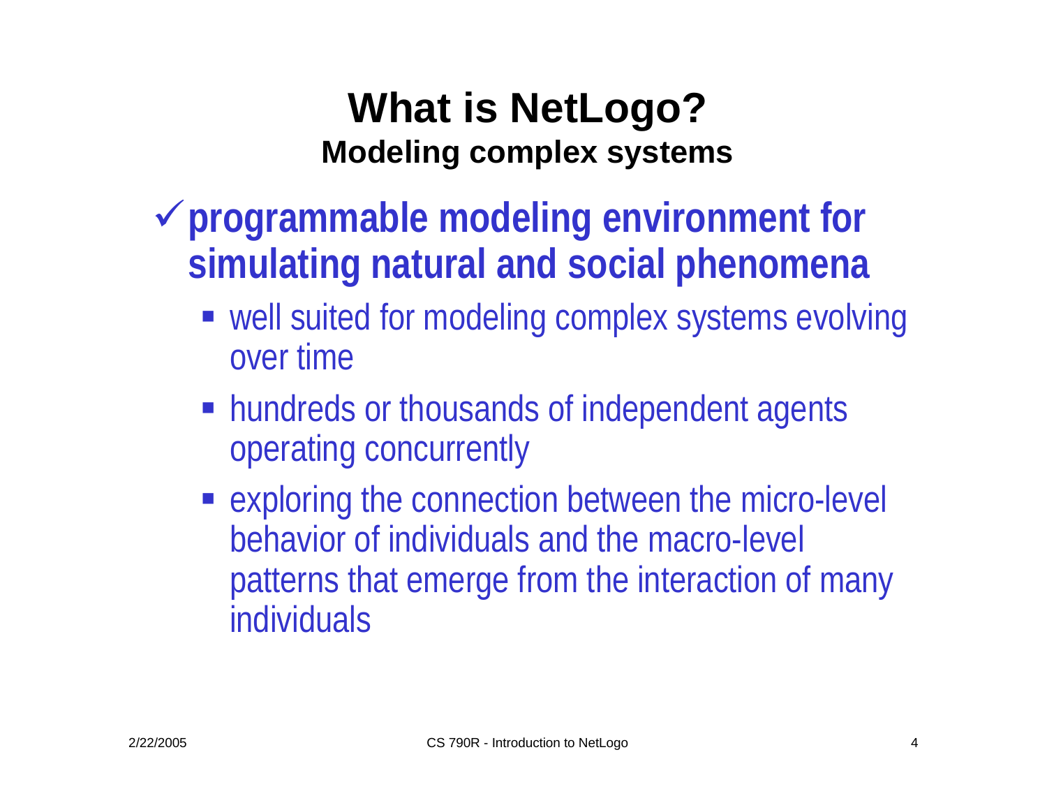# What is NetLogo?

## Modeling complex systems

- ✓ **programmable modeling environment for simulating natural and social phenomena**
  - well suited for modeling complex systems evolving over time
  - hundreds or thousands of independent agents operating concurrently
  - exploring the connection between the micro-level behavior of individuals and the macro-level patterns that emerge from the interaction of many individuals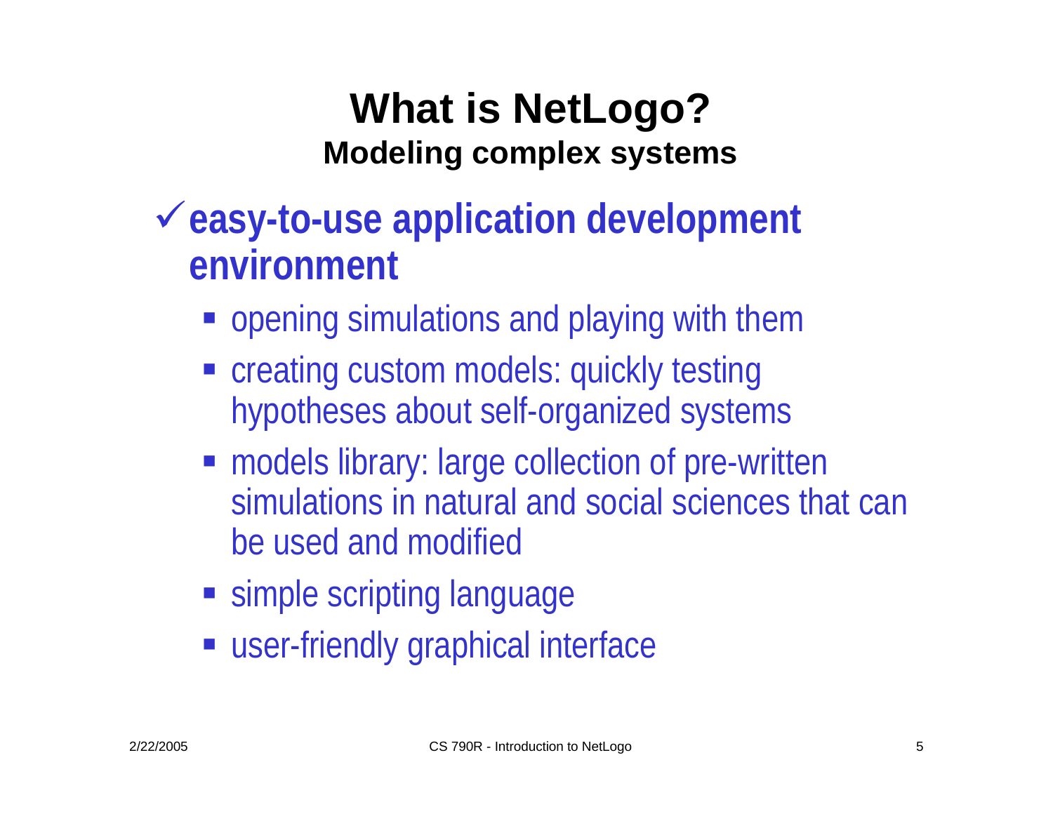# What is NetLogo?

## Modeling complex systems

- ✓ **easy-to-use application development environment**
  - opening simulations and playing with them
  - creating custom models: quickly testing hypotheses about self-organized systems
  - models library: large collection of pre-written simulations in natural and social sciences that can be used and modified
  - simple scripting language
  - user-friendly graphical interface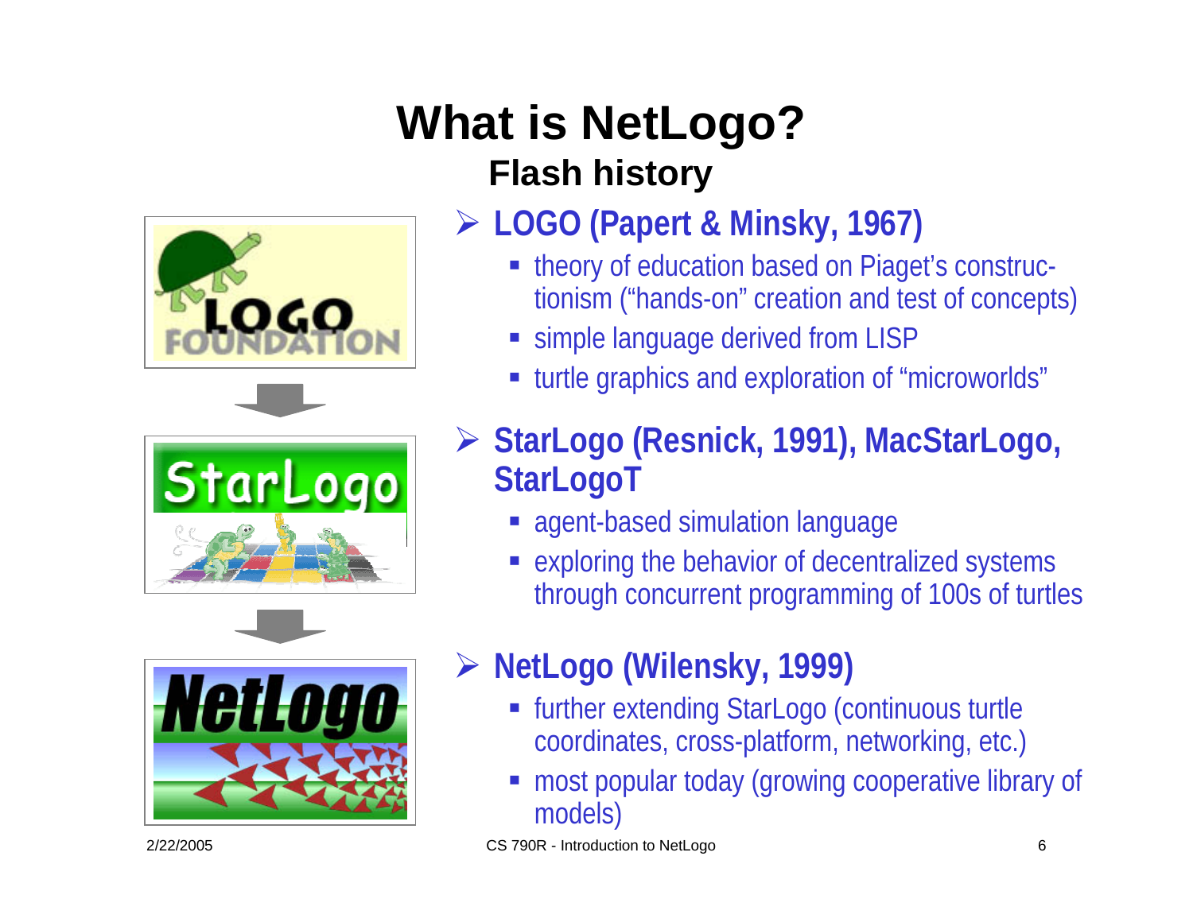# What is NetLogo?

## Flash history

- **LOGO (Papert & Minsky, 1967)**
  - theory of education based on Piaget's construc-tionism ("hands-on" creation and test of concepts)
  - simple language derived from LISP
  - turtle graphics and exploration of "microworlds"
- **StarLogo (Resnick, 1991), MacStarLogo, StarLogoT**
  - agent-based simulation language
  - exploring the behavior of decentralized systems through concurrent programming of 100s of turtles
- **NetLogo (Wilensky, 1999)**
  - further extending StarLogo (continuous turtle coordinates, cross-platform, networking, etc.)
  - most popular today (growing cooperative library of models)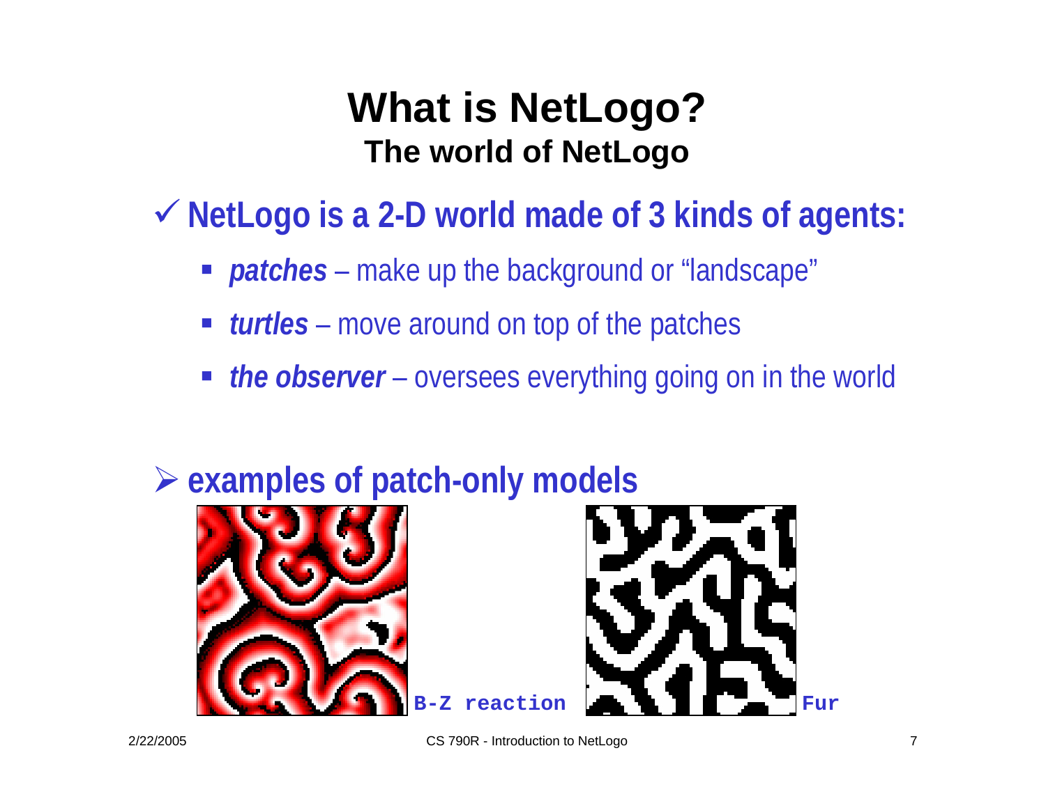# What is NetLogo?

## The world of NetLogo

- **NetLogo is a 2-D world made of 3 kinds of agents:**
  - ***patches*** – make up the background or “landscape”
  - ***turtles*** – move around on top of the patches
  - ***the observer*** – oversees everything going on in the world

- **examples of patch-only models**

B-Z reaction

Fur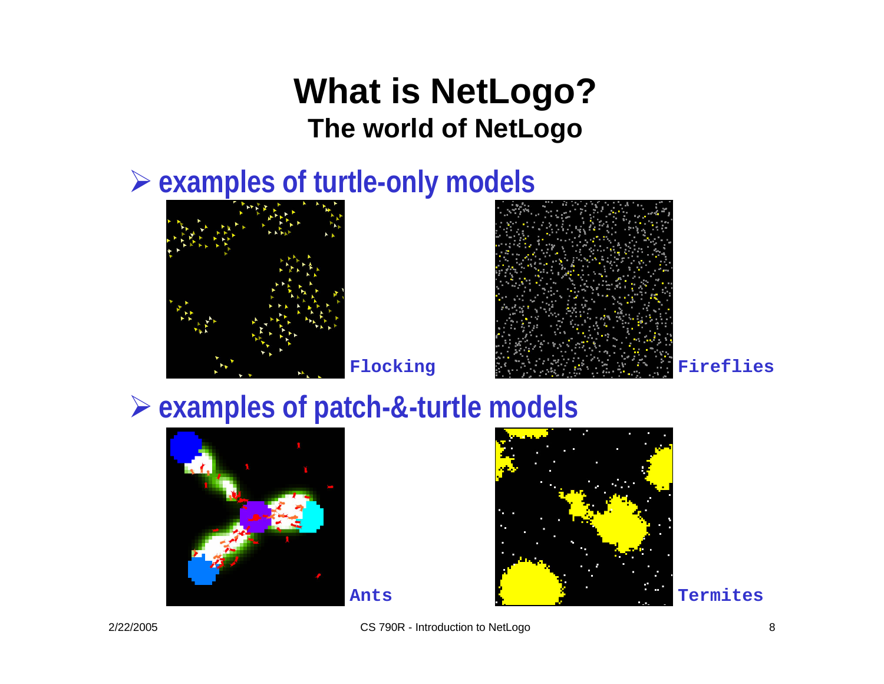# What is NetLogo?

## The world of NetLogo

- examples of turtle-only models

Flocking

Fireflies

- examples of patch-&-turtle models

Ants

Termites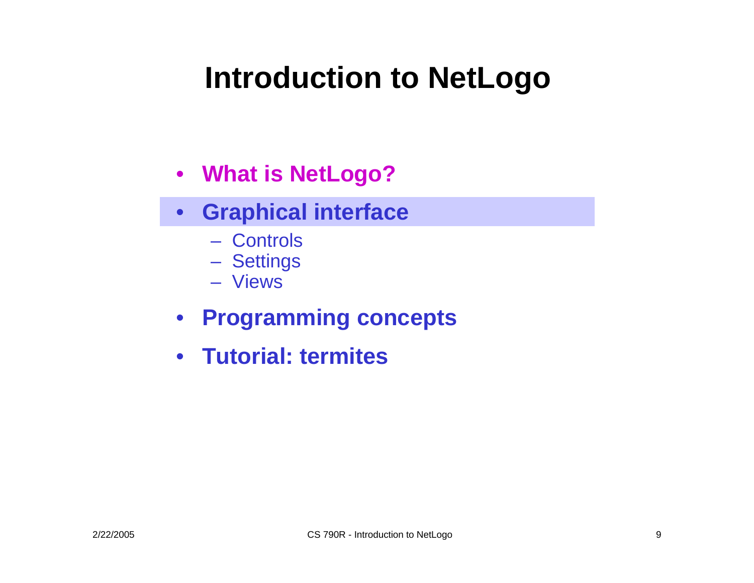# Introduction to NetLogo

- **What is NetLogo?**
- **Graphical interface**
  - Controls
  - Settings
  - Views
- **Programming concepts**
- **Tutorial: termites**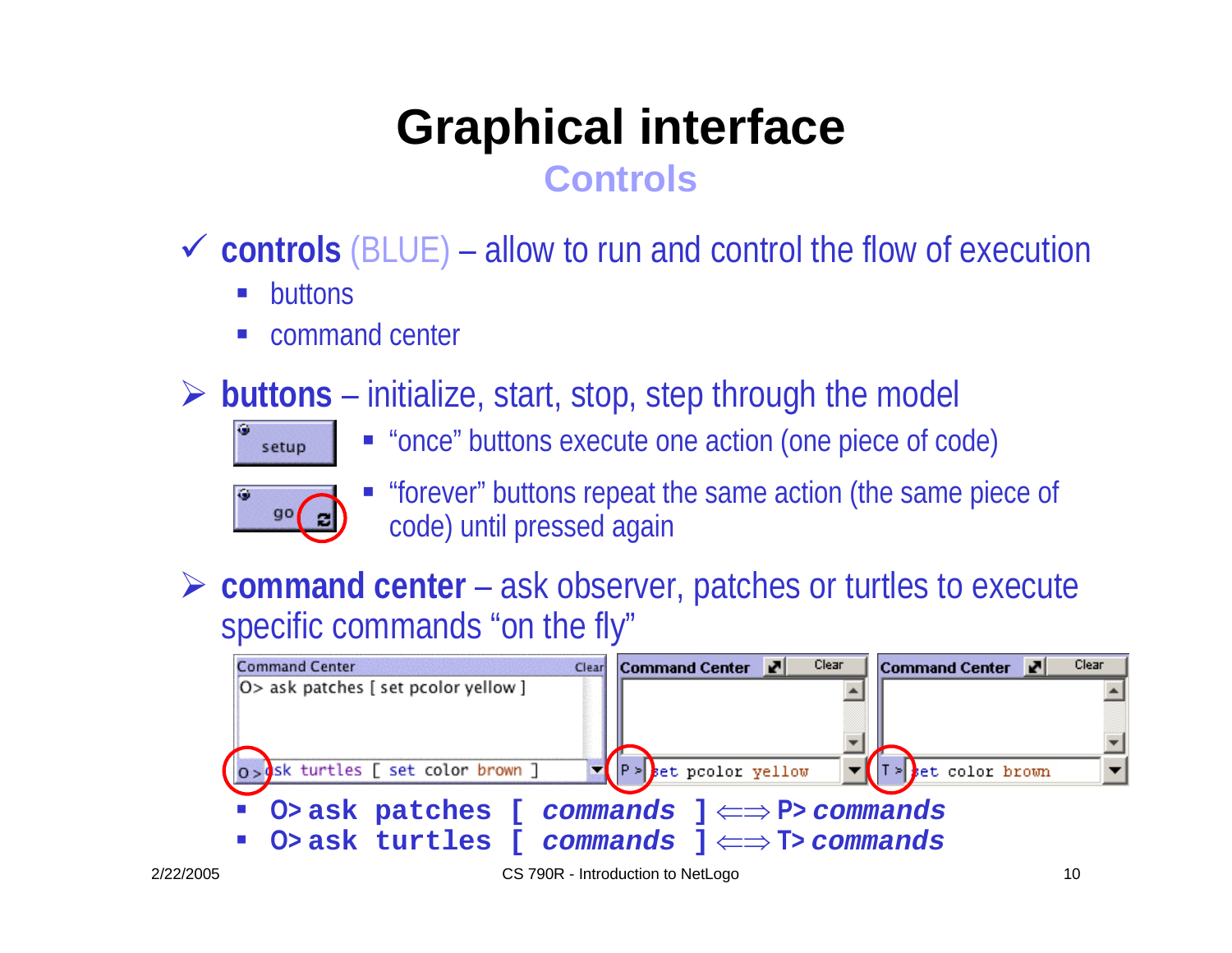# Graphical interface

## Controls

- ✓ **controls** (BLUE) – allow to run and control the flow of execution
  - buttons
  - command center

- ➢ **buttons** – initialize, start, stop, step through the model
  - "once" buttons execute one action (one piece of code)
  - "forever" buttons repeat the same action (the same piece of code) until pressed again

- ➢ **command center** – ask observer, patches or turtles to execute specific commands "on the fly"

```
O> ask patches [ set pcolor yellow ]
O> ask turtles [ set color brown ]
P> set pcolor yellow
T> set color brown
```

  - `O> ask patches [ commands ]` ⟺ `P> commands`
  - `O> ask turtles [ commands ]` ⟺ `T> commands`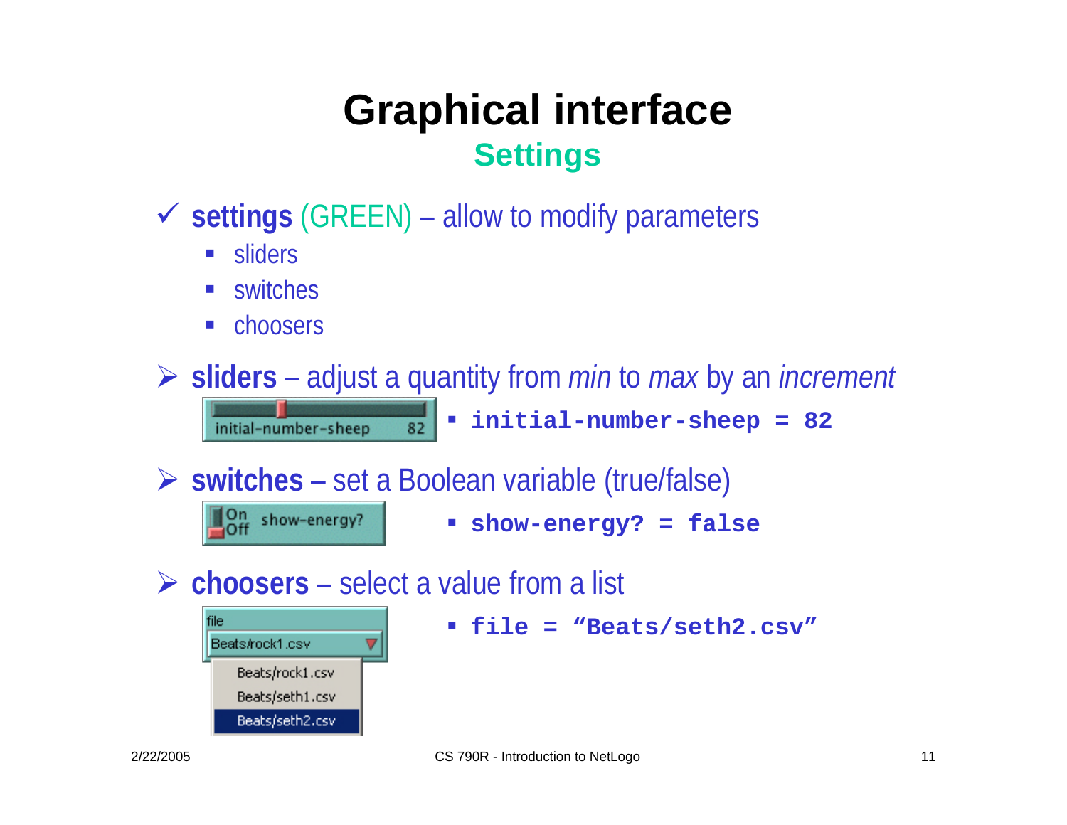# Graphical interface

## Settings

- ✓ **settings** (GREEN) – allow to modify parameters
  - sliders
  - switches
  - choosers

- **sliders** – adjust a quantity from *min* to *max* by an *increment*
  - **`initial-number-sheep = 82`**

- **switches** – set a Boolean variable (true/false)
  - **`show-energy? = false`**

- **choosers** – select a value from a list
  - **`file = “Beats/seth2.csv”`**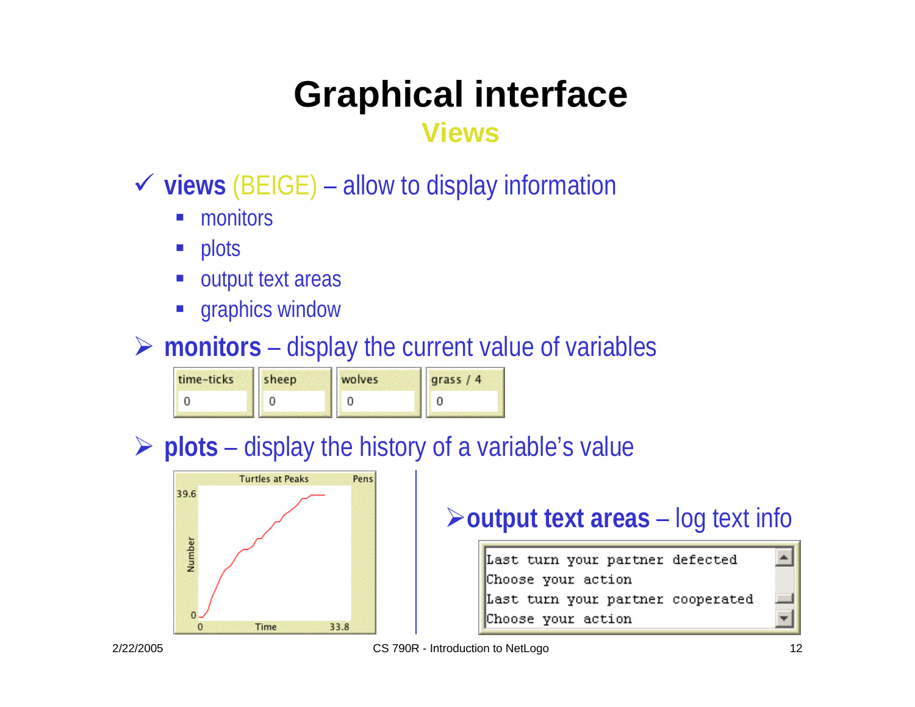# Graphical interface

## Views

- ✓ **views** (BEIGE) – allow to display information
  - monitors
  - plots
  - output text areas
  - graphics window

- ➢ **monitors** – display the current value of variables

| time-ticks | sheep | wolves | grass / 4 |
|---|---|---|---|
| 0 | 0 | 0 | 0 |

- ➢ **plots** – display the history of a variable's value

- ➢ **output text areas** – log text info

```
Last turn your partner defected
Choose your action
Last turn your partner cooperated
Choose your action
```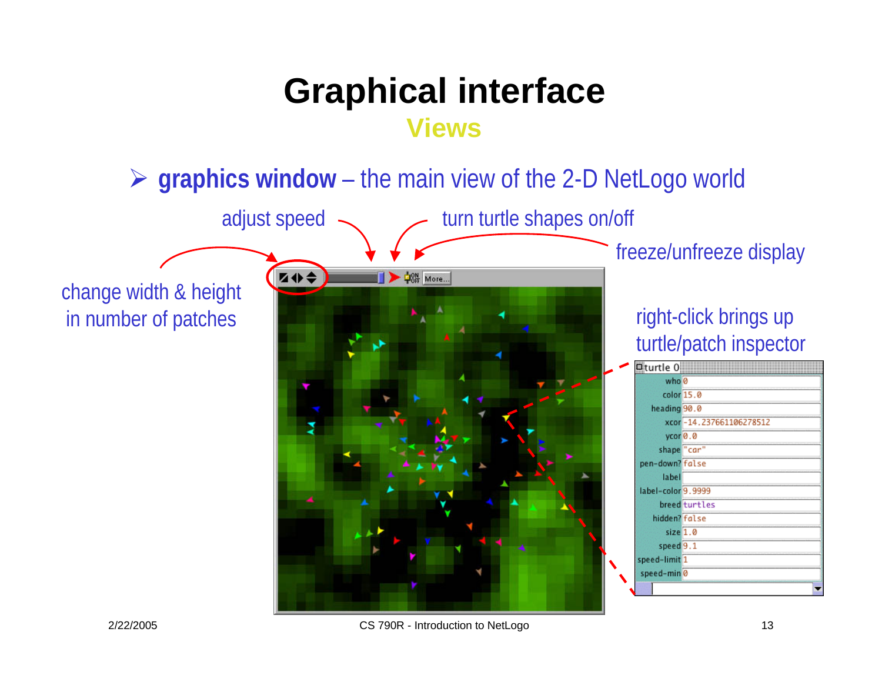# Graphical interface

## Views

- **graphics window** – the main view of the 2-D NetLogo world

adjust speed

turn turtle shapes on/off

freeze/unfreeze display

change width & height in number of patches

right-click brings up turtle/patch inspector

| turtle 0 | |
|---|---|
| who | 0 |
| color | 15.0 |
| heading | 90.0 |
| xcor | -14.237661106278512 |
| ycor | 0.0 |
| shape | "car" |
| pen-down? | false |
| label | |
| label-color | 9.9999 |
| breed | turtles |
| hidden? | false |
| size | 1.0 |
| speed | 9.1 |
| speed-limit | 1 |
| speed-min | 0 |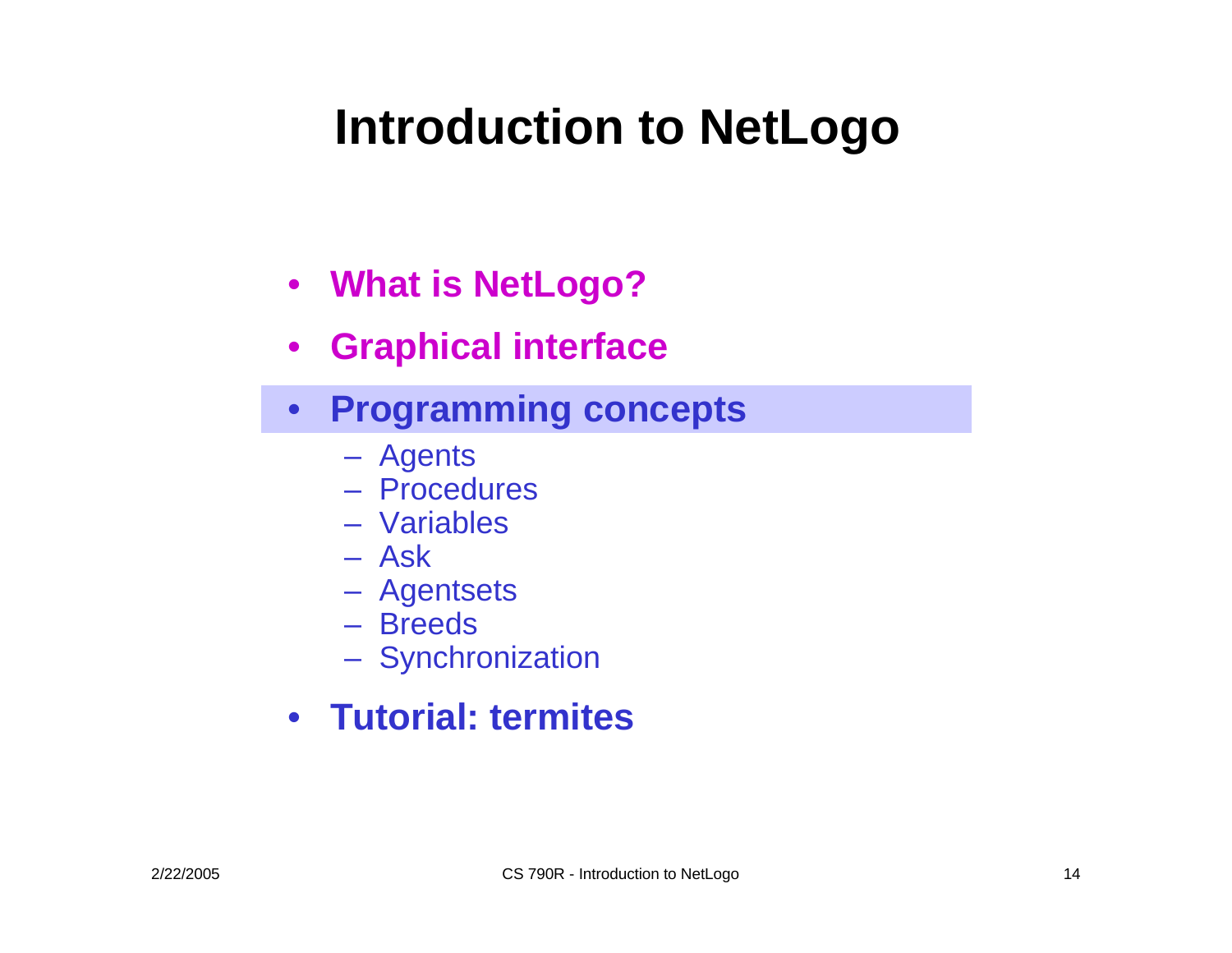# Introduction to NetLogo

- **What is NetLogo?**
- **Graphical interface**
- **Programming concepts**
  - Agents
  - Procedures
  - Variables
  - Ask
  - Agentsets
  - Breeds
  - Synchronization
- **Tutorial: termites**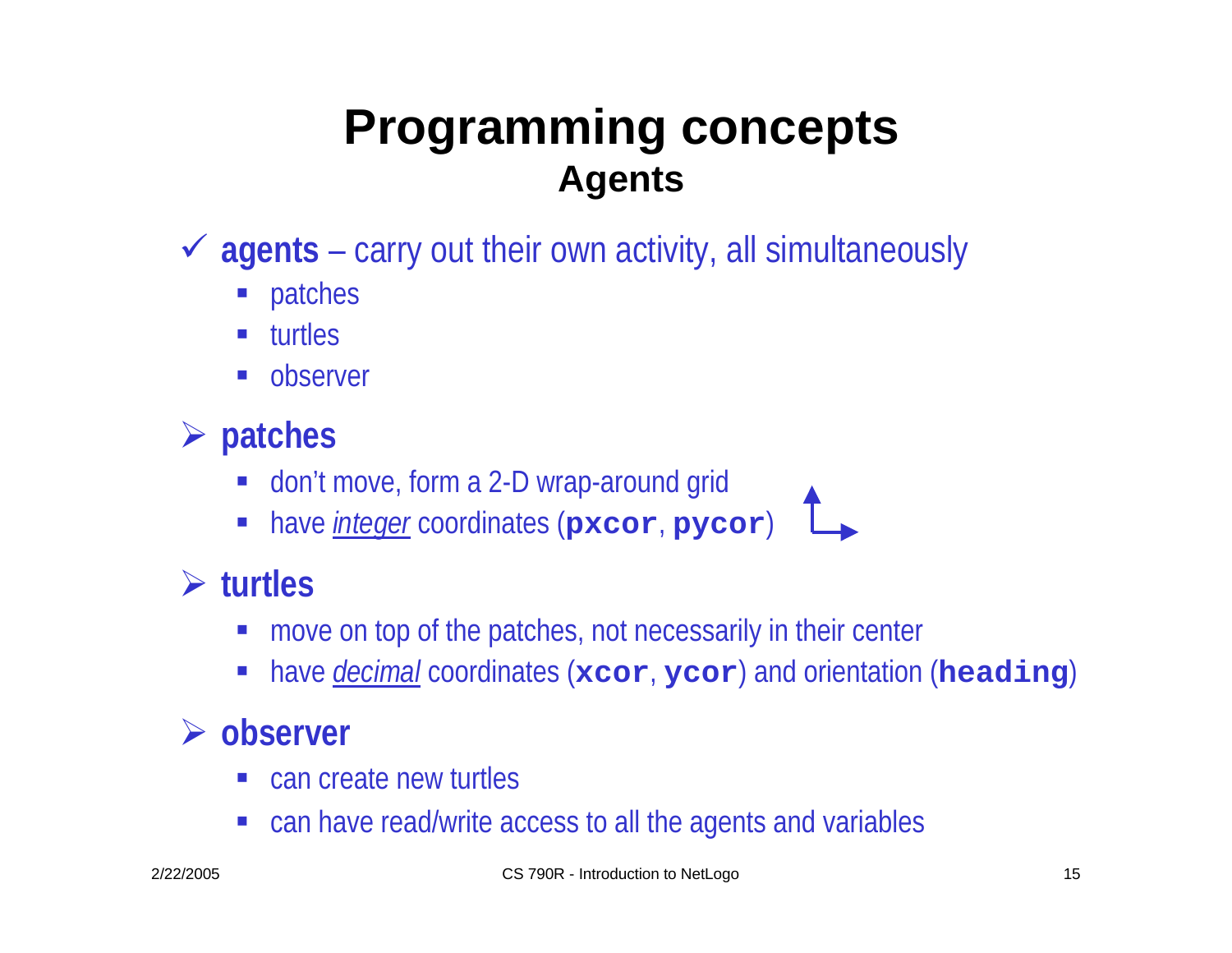# Programming concepts

## Agents

- **agents** – carry out their own activity, all simultaneously
  - patches
  - turtles
  - observer

- **patches**
  - don't move, form a 2-D wrap-around grid
  - have *integer* coordinates (`pxcor`, `pycor`)

- **turtles**
  - move on top of the patches, not necessarily in their center
  - have *decimal* coordinates (`xcor`, `ycor`) and orientation (`heading`)

- **observer**
  - can create new turtles
  - can have read/write access to all the agents and variables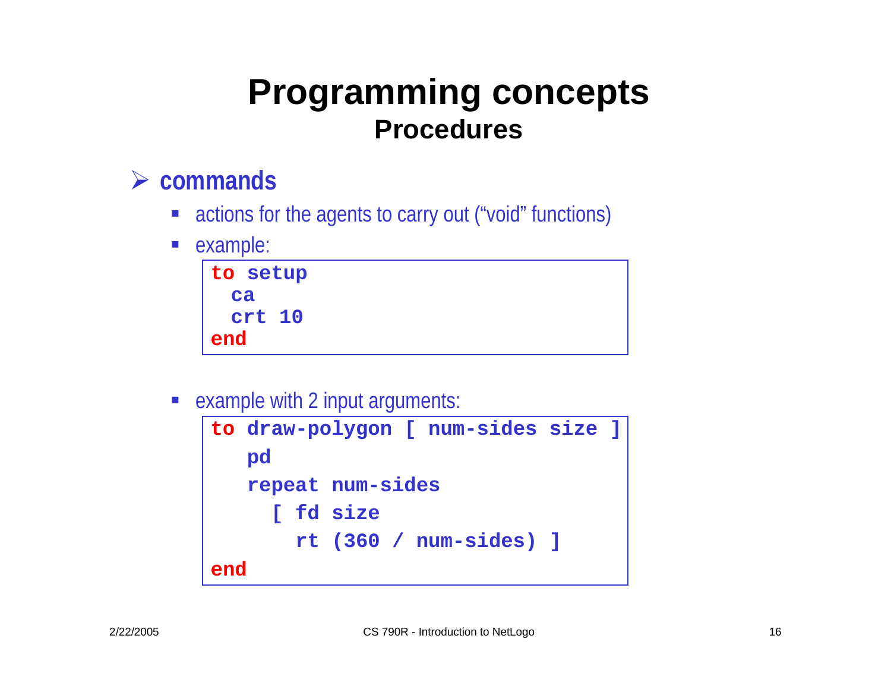# Programming concepts

## Procedures

- **commands**
  - actions for the agents to carry out ("void" functions)
  - example:

```
to setup
  ca
  crt 10
end
```

  - example with 2 input arguments:

```
to draw-polygon [ num-sides size ]
   pd
   repeat num-sides
     [ fd size
       rt (360 / num-sides) ]
end
```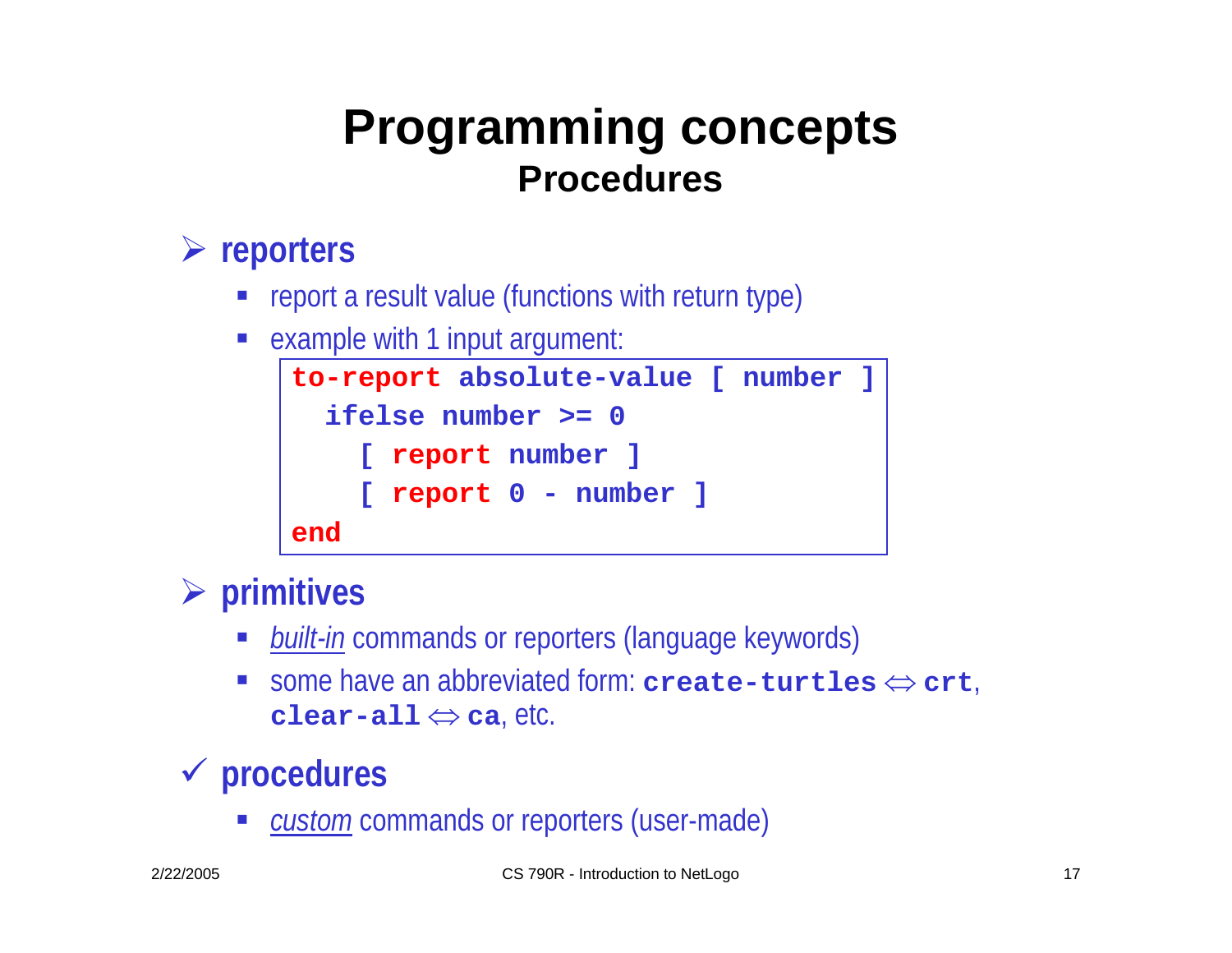# Programming concepts
## Procedures

- **reporters**
  - report a result value (functions with return type)
  - example with 1 input argument:

```
to-report absolute-value [ number ]
  ifelse number >= 0
    [ report number ]
    [ report 0 - number ]
end
```

- **primitives**
  - *built-in* commands or reporters (language keywords)
  - some have an abbreviated form: **`create-turtles`** ⇔ **`crt`**, **`clear-all`** ⇔ **`ca`**, etc.

- ✓ **procedures**
  - *custom* commands or reporters (user-made)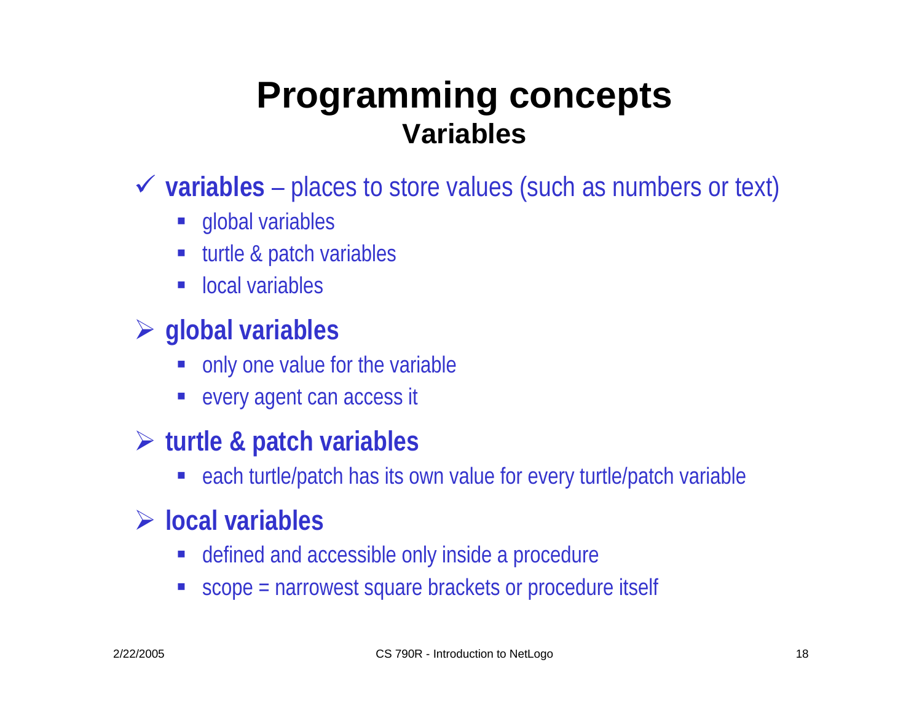# Programming concepts

## Variables

- ✓ **variables** – places to store values (such as numbers or text)
  - global variables
  - turtle & patch variables
  - local variables

- **global variables**
  - only one value for the variable
  - every agent can access it

- **turtle & patch variables**
  - each turtle/patch has its own value for every turtle/patch variable

- **local variables**
  - defined and accessible only inside a procedure
  - scope = narrowest square brackets or procedure itself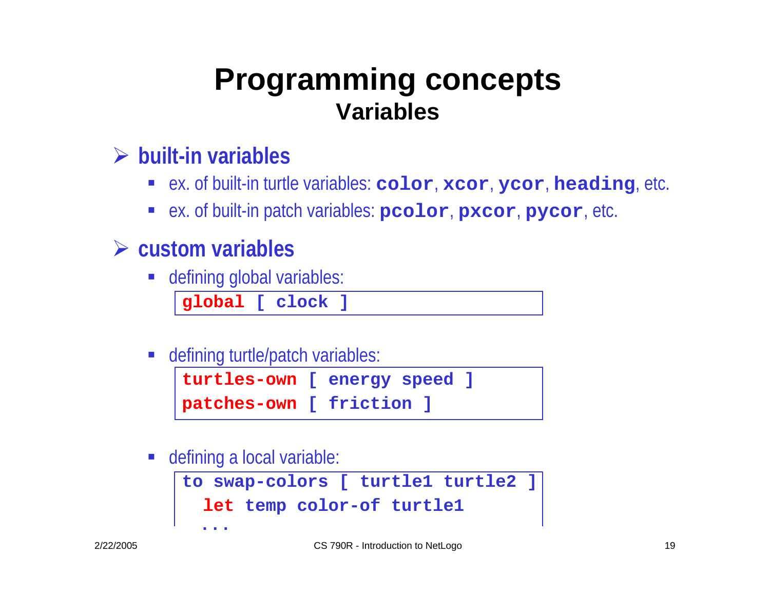# Programming concepts

## Variables

- **built-in variables**
  - ex. of built-in turtle variables: **`color`**, **`xcor`**, **`ycor`**, **`heading`**, etc.
  - ex. of built-in patch variables: **`pcolor`**, **`pxcor`**, **`pycor`**, etc.

- **custom variables**
  - defining global variables:

```
global [ clock ]
```

  - defining turtle/patch variables:

```
turtles-own [ energy speed ]
patches-own [ friction ]
```

  - defining a local variable:

```
to swap-colors [ turtle1 turtle2 ]
  let temp color-of turtle1
  ...
```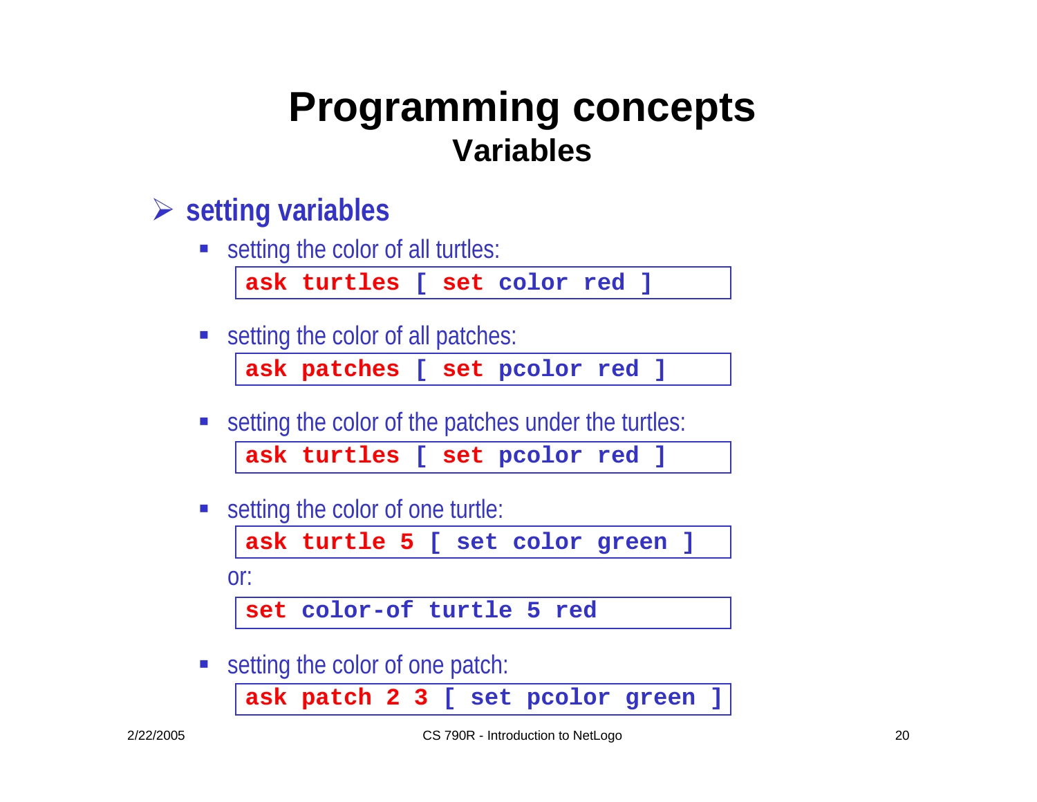# Programming concepts

## Variables

- **setting variables**
  - setting the color of all turtles:

```
ask turtles [ set color red ]
```

  - setting the color of all patches:

```
ask patches [ set pcolor red ]
```

  - setting the color of the patches under the turtles:

```
ask turtles [ set pcolor red ]
```

  - setting the color of one turtle:

```
ask turtle 5 [ set color green ]
```

    or:

```
set color-of turtle 5 red
```

  - setting the color of one patch:

```
ask patch 2 3 [ set pcolor green ]
```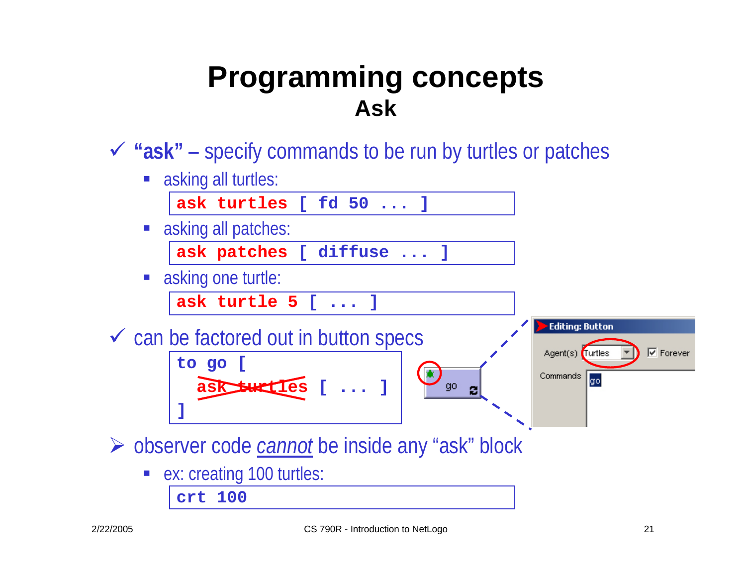# Programming concepts

## Ask

- ✓ **“ask”** – specify commands to be run by turtles or patches
  - asking all turtles:

```
ask turtles [ fd 50 ... ]
```

  - asking all patches:

```
ask patches [ diffuse ... ]
```

  - asking one turtle:

```
ask turtle 5 [ ... ]
```

- ✓ can be factored out in button specs

```
to go [
  ask turtles [ ... ]
]
```

(“ask turtles” is crossed out; button “go” — Editing: Button, Agent(s): Turtles, Forever, Commands: go)

- ➢ observer code *cannot* be inside any “ask” block
  - ex: creating 100 turtles:

```
crt 100
```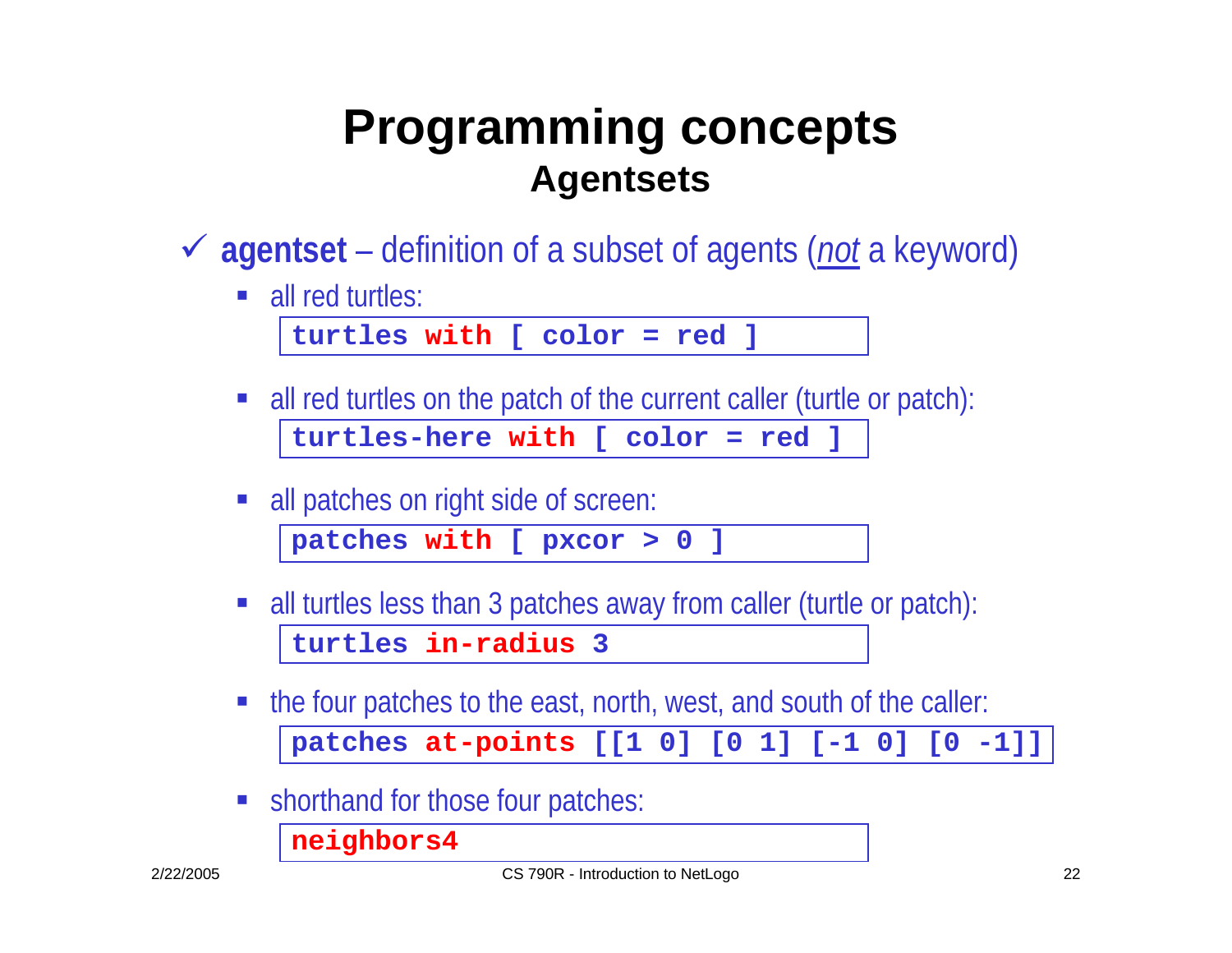# Programming concepts

## Agentsets

- ✓ **agentset** – definition of a subset of agents (*not* a keyword)
  - all red turtles:

    ```
    turtles with [ color = red ]
    ```

  - all red turtles on the patch of the current caller (turtle or patch):

    ```
    turtles-here with [ color = red ]
    ```

  - all patches on right side of screen:

    ```
    patches with [ pxcor > 0 ]
    ```

  - all turtles less than 3 patches away from caller (turtle or patch):

    ```
    turtles in-radius 3
    ```

  - the four patches to the east, north, west, and south of the caller:

    ```
    patches at-points [[1 0] [0 1] [-1 0] [0 -1]]
    ```

  - shorthand for those four patches:

    ```
    neighbors4
    ```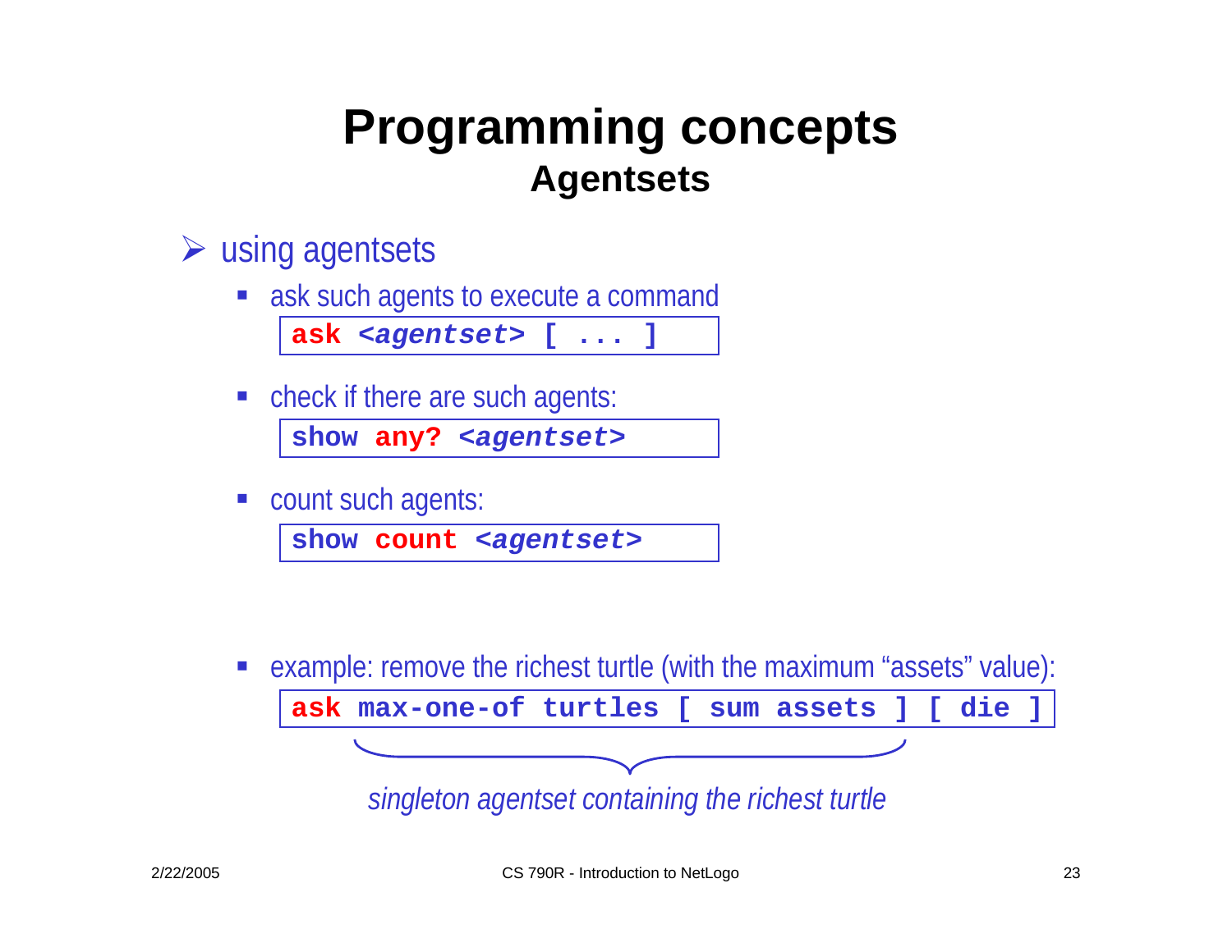# Programming concepts

## Agentsets

- using agentsets
  - ask such agents to execute a command

```
ask <agentset> [ ... ]
```

  - check if there are such agents:

```
show any? <agentset>
```

  - count such agents:

```
show count <agentset>
```

  - example: remove the richest turtle (with the maximum "assets" value):

```
ask max-one-of turtles [ sum assets ] [ die ]
```

*singleton agentset containing the richest turtle*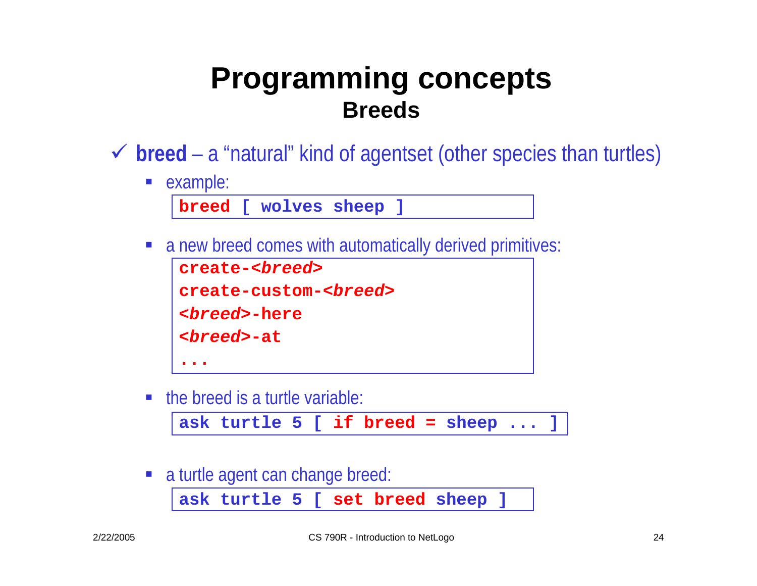# Programming concepts
## Breeds

- ✓ **breed** – a "natural" kind of agentset (other species than turtles)
  - example:

    ```
    breed [ wolves sheep ]
    ```

  - a new breed comes with automatically derived primitives:

    ```
    create-<breed>
    create-custom-<breed>
    <breed>-here
    <breed>-at
    ...
    ```

  - the breed is a turtle variable:

    ```
    ask turtle 5 [ if breed = sheep ... ]
    ```

  - a turtle agent can change breed:

    ```
    ask turtle 5 [ set breed sheep ]
    ```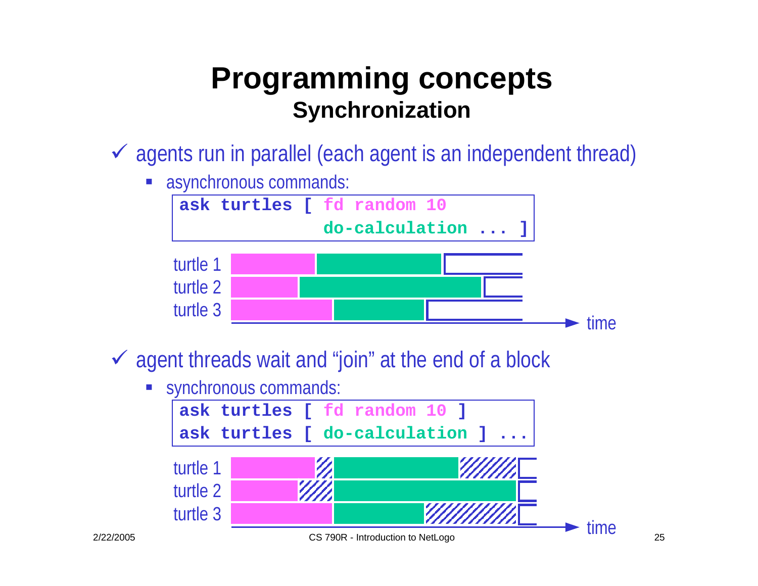# Programming concepts
## Synchronization

- ✓ agents run in parallel (each agent is an independent thread)
  - asynchronous commands:

```
ask turtles [ fd random 10
              do-calculation ... ]
```

turtle 1
turtle 2
turtle 3
time

- ✓ agent threads wait and "join" at the end of a block
  - synchronous commands:

```
ask turtles [ fd random 10 ]
ask turtles [ do-calculation ] ...
```

turtle 1
turtle 2
turtle 3
time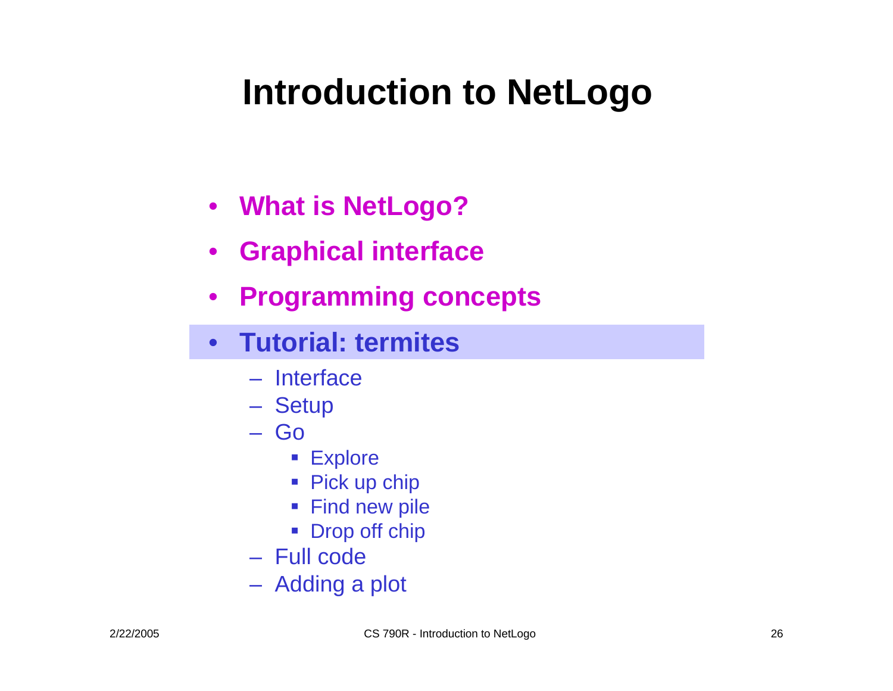# Introduction to NetLogo

- **What is NetLogo?**
- **Graphical interface**
- **Programming concepts**
- **Tutorial: termites**
  - Interface
  - Setup
  - Go
    - Explore
    - Pick up chip
    - Find new pile
    - Drop off chip
  - Full code
  - Adding a plot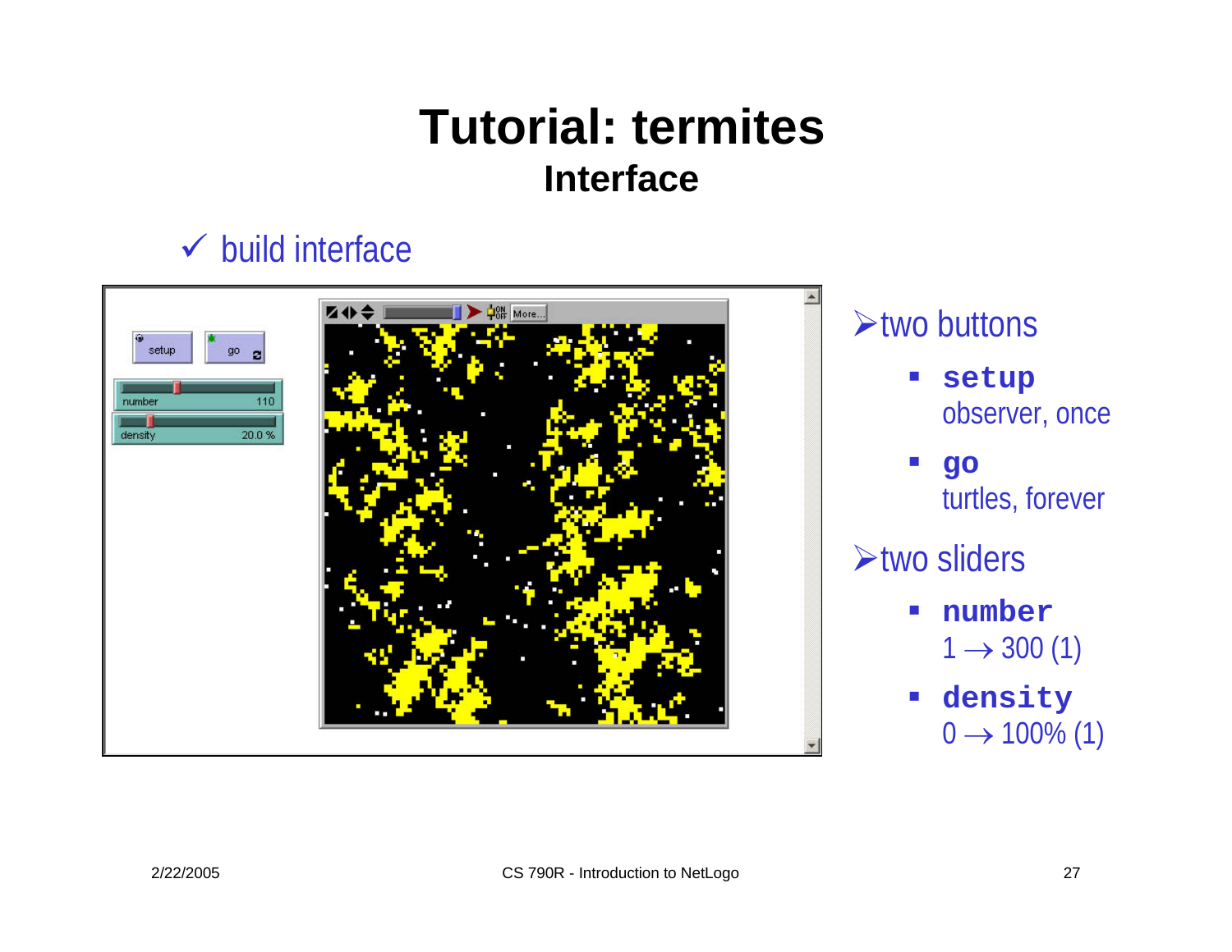# Tutorial: termites

## Interface

✓ build interface

- two buttons
  - **`setup`**
    observer, once
  - **`go`**
    turtles, forever
- two sliders
  - **`number`**
    $1 \rightarrow 300$ (1)
  - **`density`**
    $0 \rightarrow 100\%$ (1)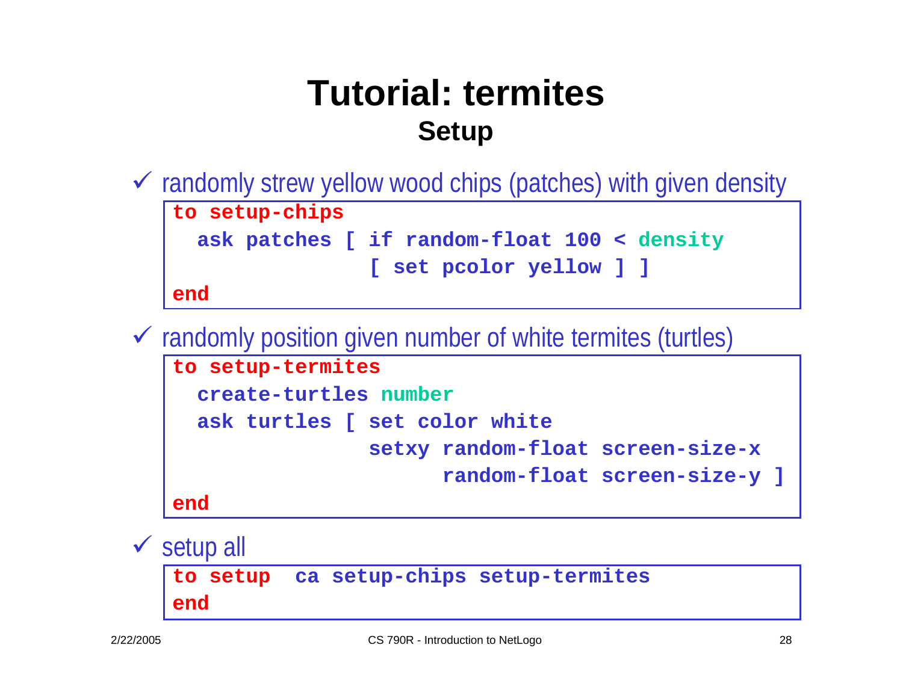# Tutorial: termites

## Setup

- ✓ randomly strew yellow wood chips (patches) with given density

```
to setup-chips
  ask patches [ if random-float 100 < density
              [ set pcolor yellow ] ]
end
```

- ✓ randomly position given number of white termites (turtles)

```
to setup-termites
  create-turtles number
  ask turtles [ set color white
              setxy random-float screen-size-x
                    random-float screen-size-y ]
end
```

- ✓ setup all

```
to setup  ca setup-chips setup-termites
end
```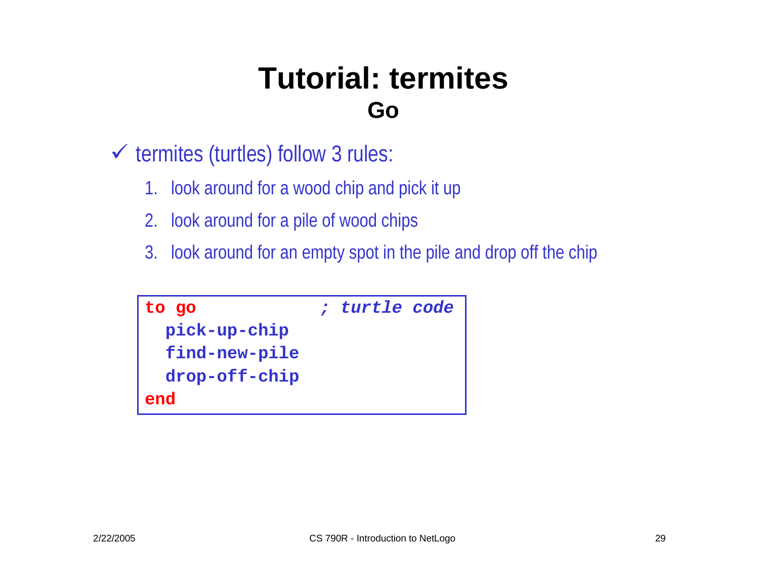# Tutorial: termites

## Go

- ✓ termites (turtles) follow 3 rules:
  1. look around for a wood chip and pick it up
  2. look around for a pile of wood chips
  3. look around for an empty spot in the pile and drop off the chip

```
to go              ; turtle code
  pick-up-chip
  find-new-pile
  drop-off-chip
end
```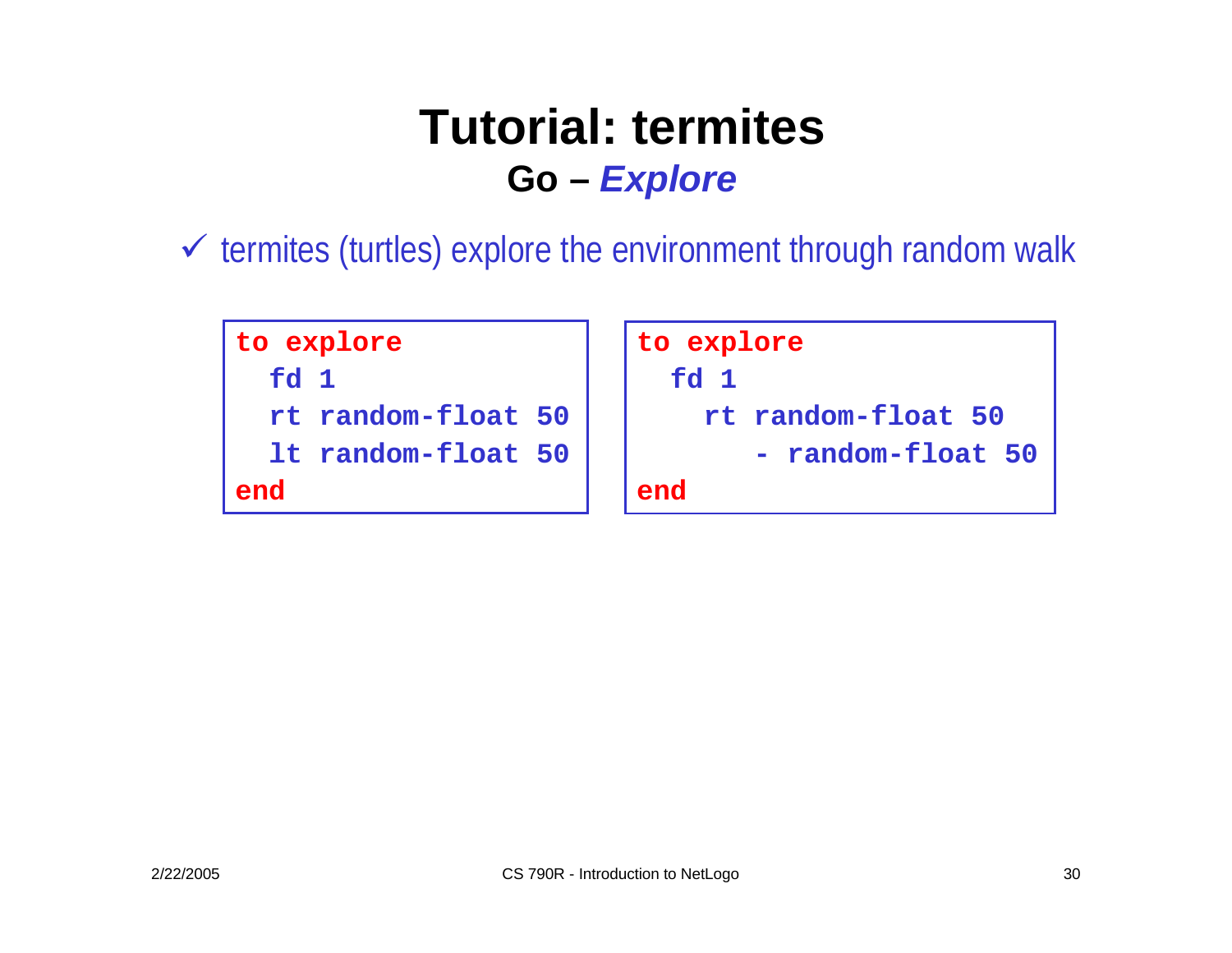# Tutorial: termites

## Go – *Explore*

- ✓ termites (turtles) explore the environment through random walk

```
to explore
  fd 1
  rt random-float 50
  lt random-float 50
end
```

```
to explore
  fd 1
    rt random-float 50
       - random-float 50
end
```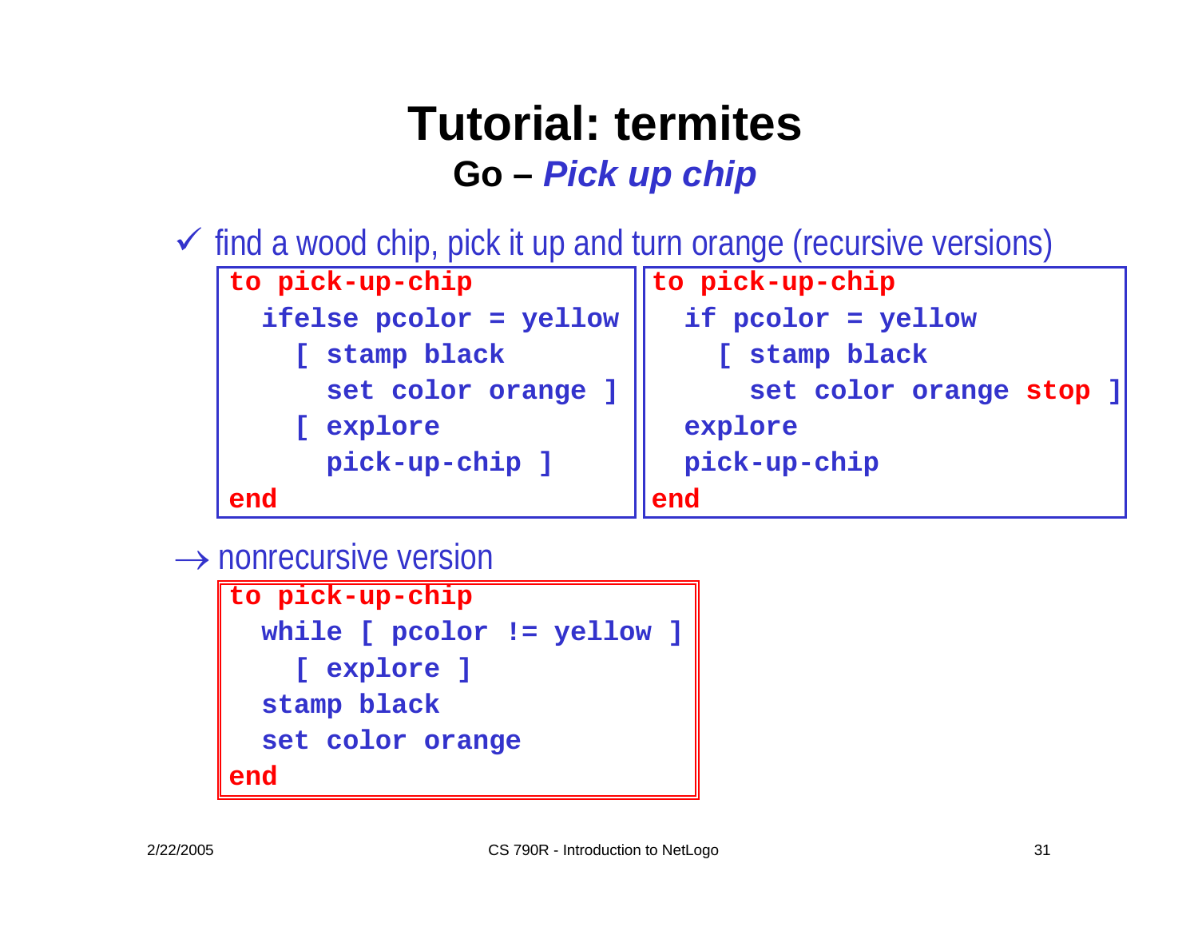# Tutorial: termites

## Go – *Pick up chip*

✓ find a wood chip, pick it up and turn orange (recursive versions)

```
to pick-up-chip
  ifelse pcolor = yellow
    [ stamp black
      set color orange ]
    [ explore
      pick-up-chip ]
end
```

```
to pick-up-chip
  if pcolor = yellow
    [ stamp black
      set color orange stop ]
  explore
  pick-up-chip
end
```

→ nonrecursive version

```
to pick-up-chip
  while [ pcolor != yellow ]
    [ explore ]
  stamp black
  set color orange
end
```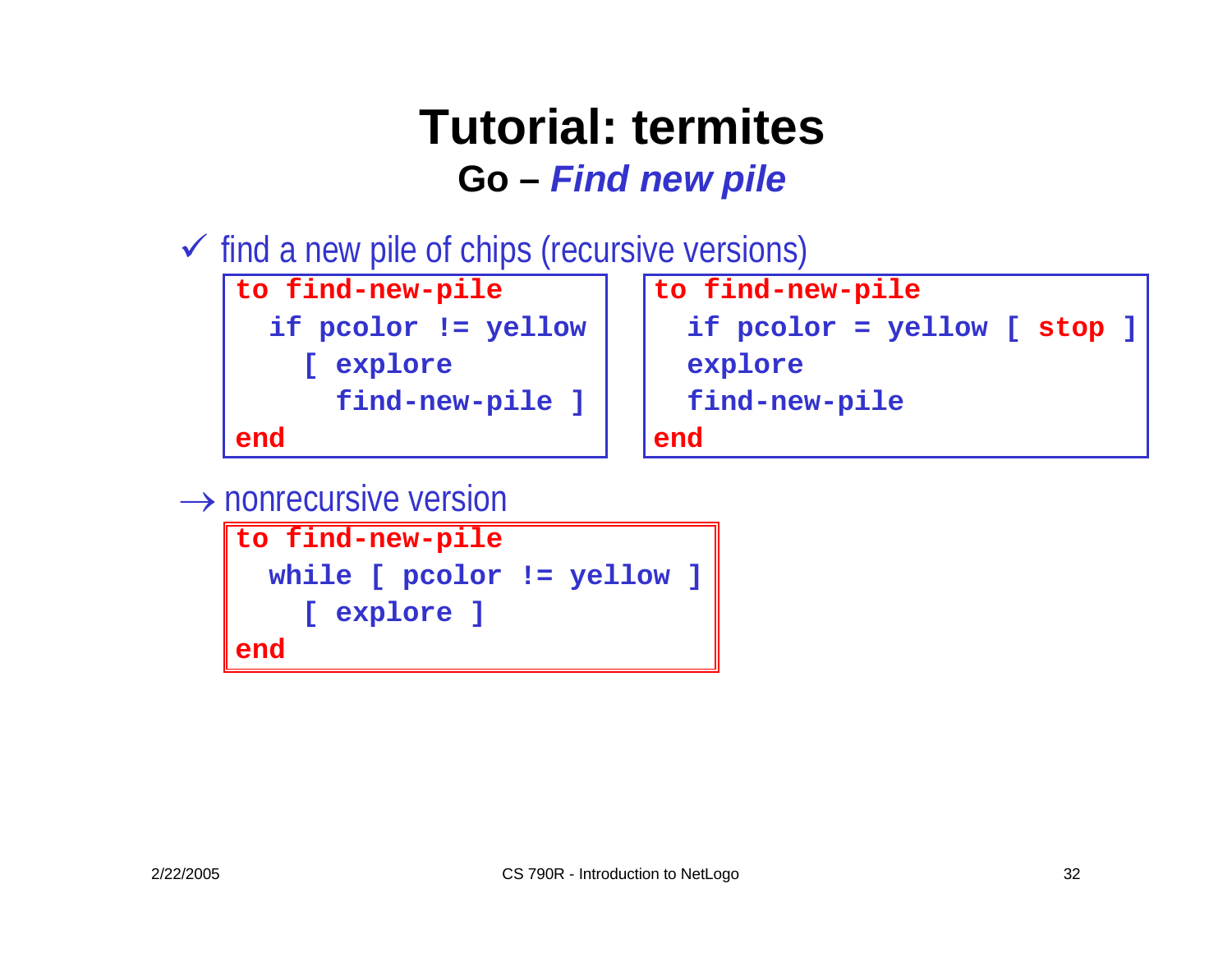# Tutorial: termites

## Go – *Find new pile*

✓ find a new pile of chips (recursive versions)

```
to find-new-pile
  if pcolor != yellow
    [ explore
      find-new-pile ]
end
```

```
to find-new-pile
  if pcolor = yellow [ stop ]
  explore
  find-new-pile
end
```

→ nonrecursive version

```
to find-new-pile
  while [ pcolor != yellow ]
    [ explore ]
end
```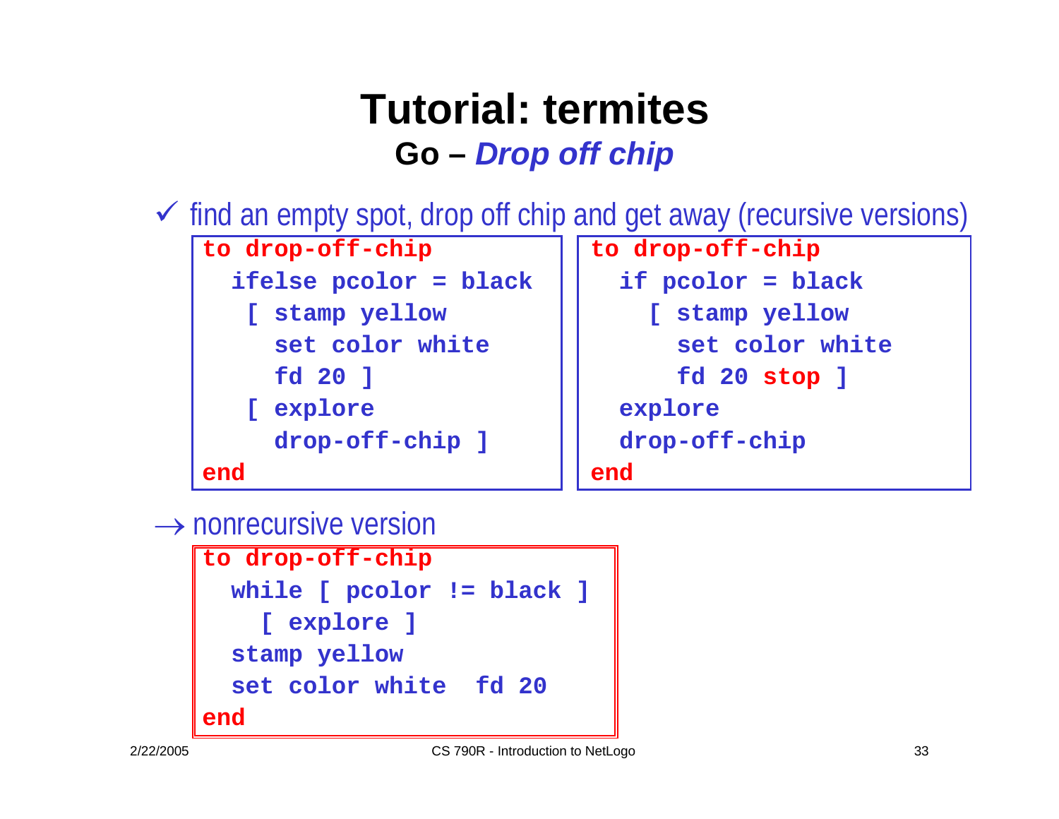# Tutorial: termites

## Go – *Drop off chip*

✓ find an empty spot, drop off chip and get away (recursive versions)

```
to drop-off-chip
  ifelse pcolor = black
   [ stamp yellow
     set color white
     fd 20 ]
   [ explore
     drop-off-chip ]
end
```

```
to drop-off-chip
  if pcolor = black
    [ stamp yellow
      set color white
      fd 20 stop ]
  explore
  drop-off-chip
end
```

→ nonrecursive version

```
to drop-off-chip
  while [ pcolor != black ]
    [ explore ]
  stamp yellow
  set color white  fd 20
end
```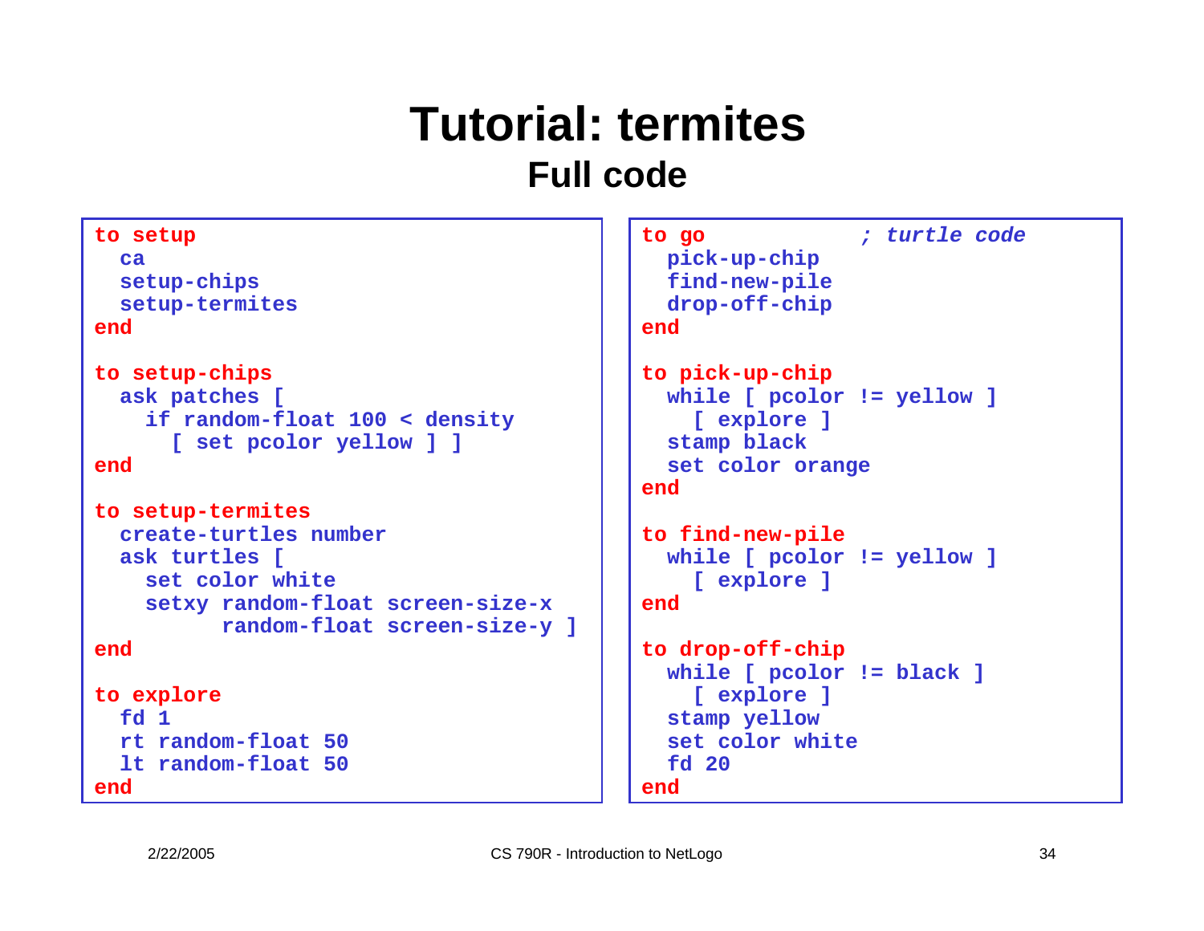# Tutorial: termites

## Full code

```
to setup
  ca
  setup-chips
  setup-termites
end

to setup-chips
  ask patches [
    if random-float 100 < density
      [ set pcolor yellow ] ]
end

to setup-termites
  create-turtles number
  ask turtles [
    set color white
    setxy random-float screen-size-x
          random-float screen-size-y ]
end

to explore
  fd 1
  rt random-float 50
  lt random-float 50
end
```

```
to go           ; turtle code
  pick-up-chip
  find-new-pile
  drop-off-chip
end

to pick-up-chip
  while [ pcolor != yellow ]
    [ explore ]
  stamp black
  set color orange
end

to find-new-pile
  while [ pcolor != yellow ]
    [ explore ]
end

to drop-off-chip
  while [ pcolor != black ]
    [ explore ]
  stamp yellow
  set color white
  fd 20
end
```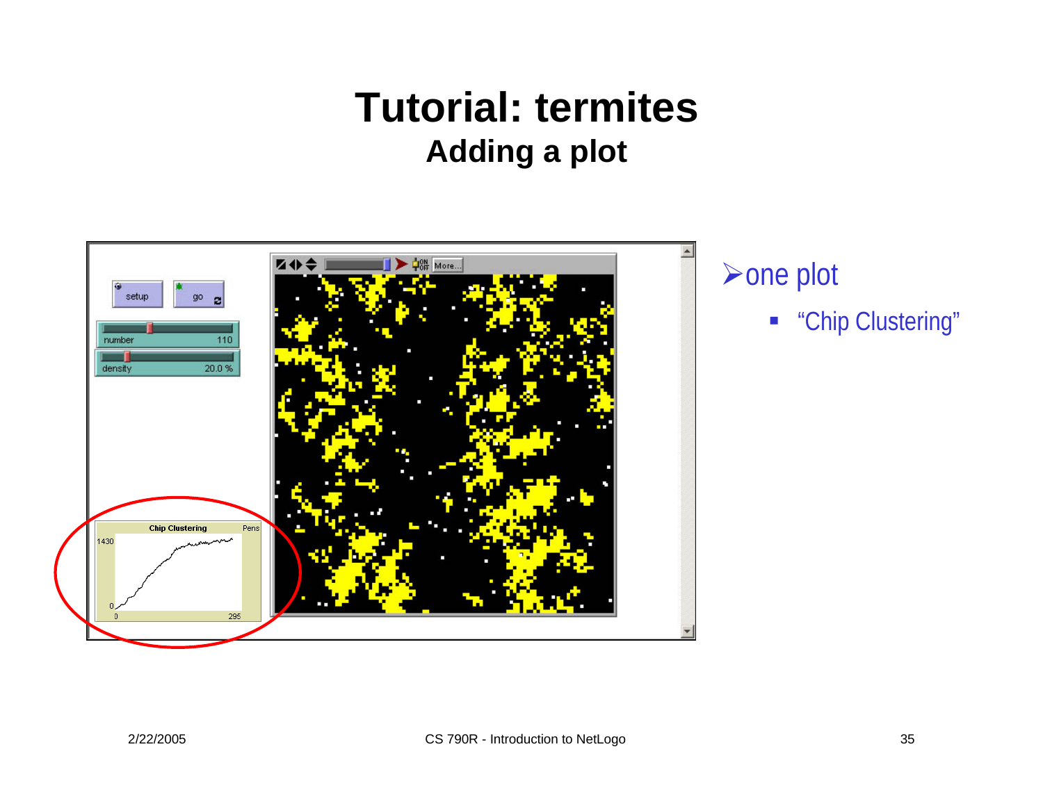# Tutorial: termites

## Adding a plot

- one plot
  - "Chip Clustering"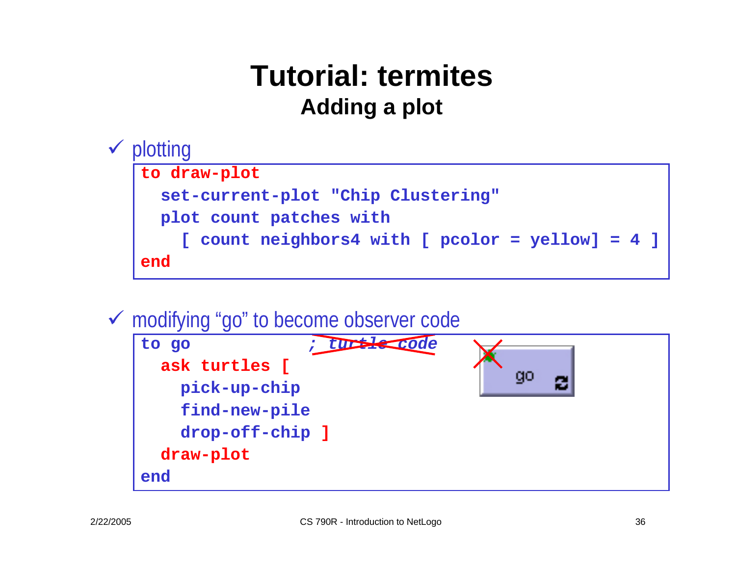# Tutorial: termites

## Adding a plot

- ✓ plotting

```
to draw-plot
  set-current-plot "Chip Clustering"
  plot count patches with
    [ count neighbors4 with [ pcolor = yellow] = 4 ]
end
```

- ✓ modifying "go" to become observer code

```
to go              ; turtle code
  ask turtles [
    pick-up-chip
    find-new-pile
    drop-off-chip ]
  draw-plot
end
```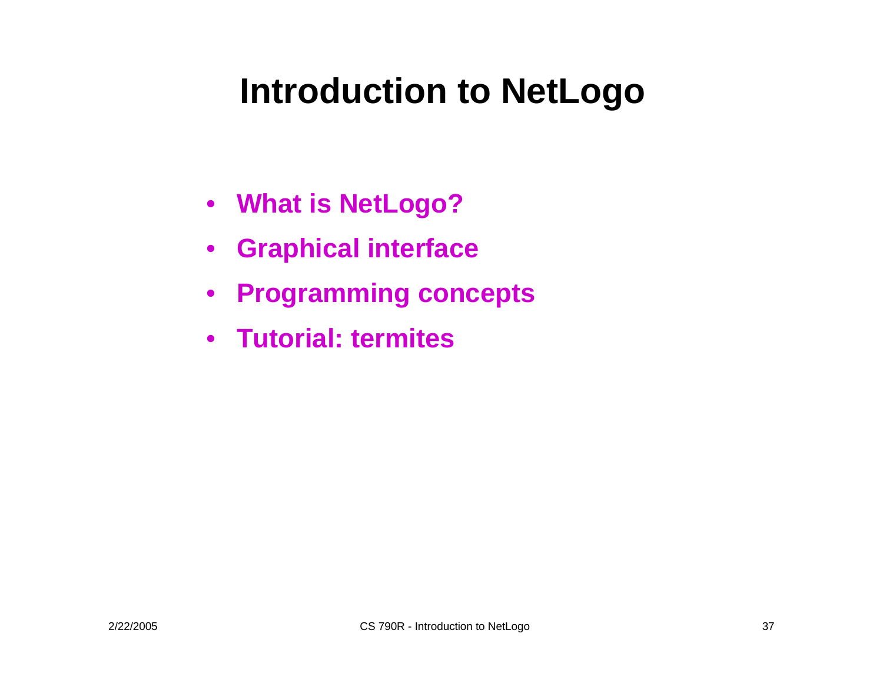# Introduction to NetLogo

- **What is NetLogo?**
- **Graphical interface**
- **Programming concepts**
- **Tutorial: termites**